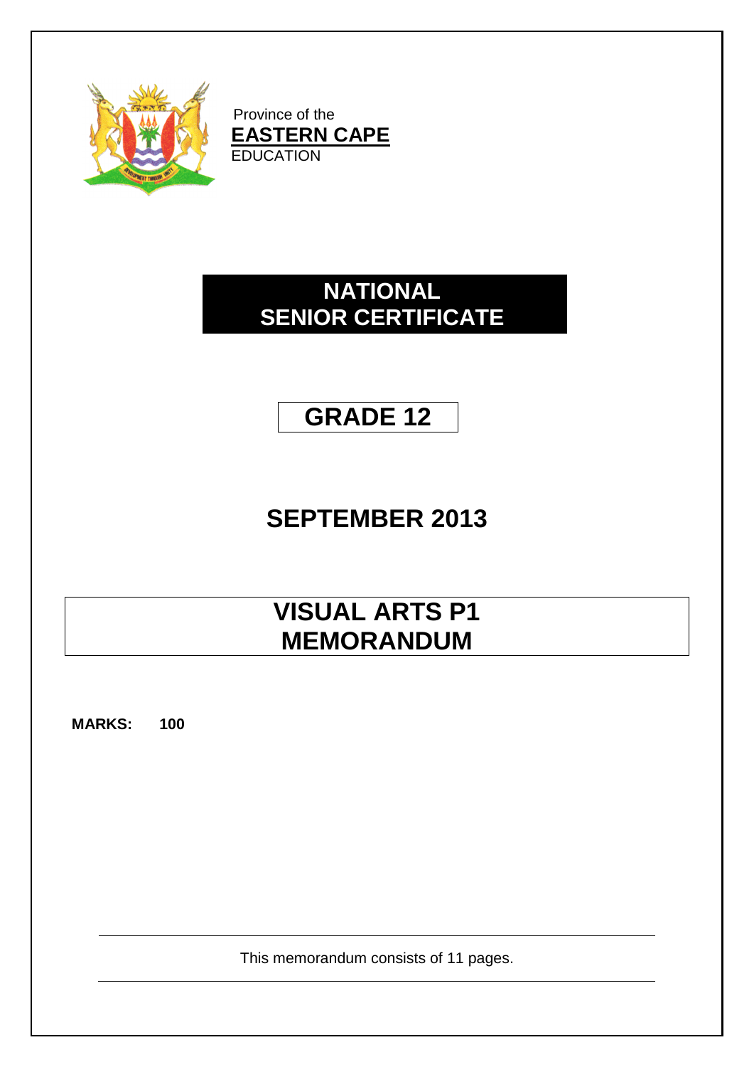Province of the
**EASTERN CAPE**
EDUCATION

# NATIONAL SENIOR CERTIFICATE

# GRADE 12

# SEPTEMBER 2013

# VISUAL ARTS P1 MEMORANDUM

**MARKS: 100**

This memorandum consists of 11 pages.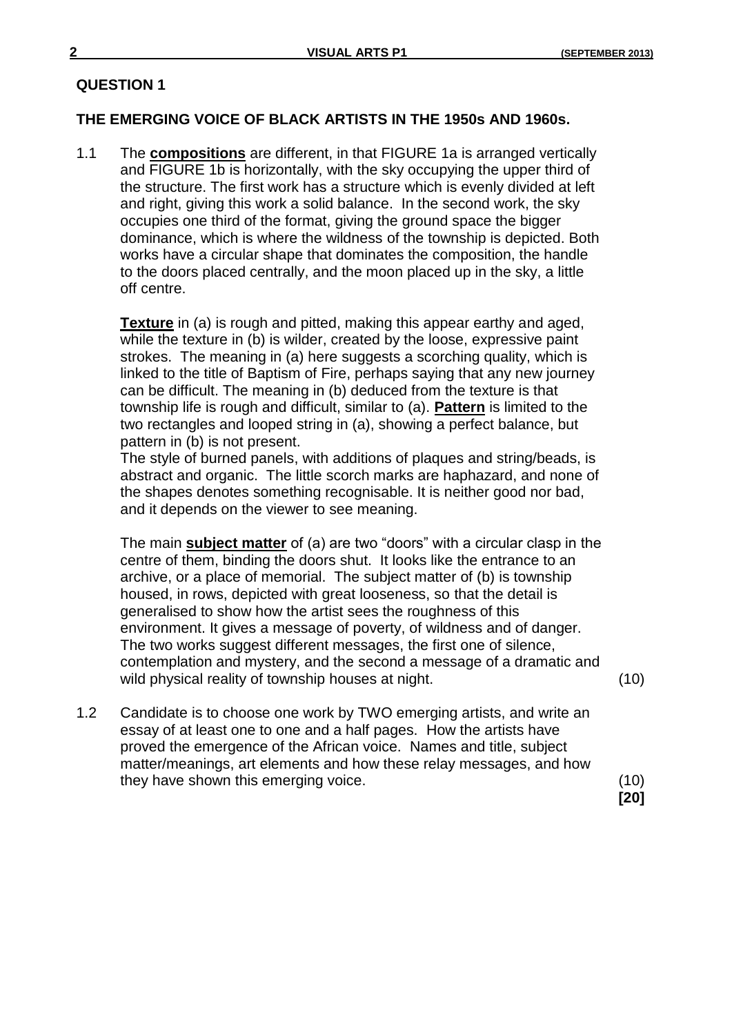## QUESTION 1

### THE EMERGING VOICE OF BLACK ARTISTS IN THE 1950s AND 1960s.

1.1 The **compositions** are different, in that FIGURE 1a is arranged vertically and FIGURE 1b is horizontally, with the sky occupying the upper third of the structure. The first work has a structure which is evenly divided at left and right, giving this work a solid balance. In the second work, the sky occupies one third of the format, giving the ground space the bigger dominance, which is where the wildness of the township is depicted. Both works have a circular shape that dominates the composition, the handle to the doors placed centrally, and the moon placed up in the sky, a little off centre.

**Texture** in (a) is rough and pitted, making this appear earthy and aged, while the texture in (b) is wilder, created by the loose, expressive paint strokes. The meaning in (a) here suggests a scorching quality, which is linked to the title of Baptism of Fire, perhaps saying that any new journey can be difficult. The meaning in (b) deduced from the texture is that township life is rough and difficult, similar to (a). **Pattern** is limited to the two rectangles and looped string in (a), showing a perfect balance, but pattern in (b) is not present.
The style of burned panels, with additions of plaques and string/beads, is abstract and organic. The little scorch marks are haphazard, and none of the shapes denotes something recognisable. It is neither good nor bad, and it depends on the viewer to see meaning.

The main **subject matter** of (a) are two "doors" with a circular clasp in the centre of them, binding the doors shut. It looks like the entrance to an archive, or a place of memorial. The subject matter of (b) is township housed, in rows, depicted with great looseness, so that the detail is generalised to show how the artist sees the roughness of this environment. It gives a message of poverty, of wildness and of danger. The two works suggest different messages, the first one of silence, contemplation and mystery, and the second a message of a dramatic and wild physical reality of township houses at night. (10)

1.2 Candidate is to choose one work by TWO emerging artists, and write an essay of at least one to one and a half pages. How the artists have proved the emergence of the African voice. Names and title, subject matter/meanings, art elements and how these relay messages, and how they have shown this emerging voice. (10)

**[20]**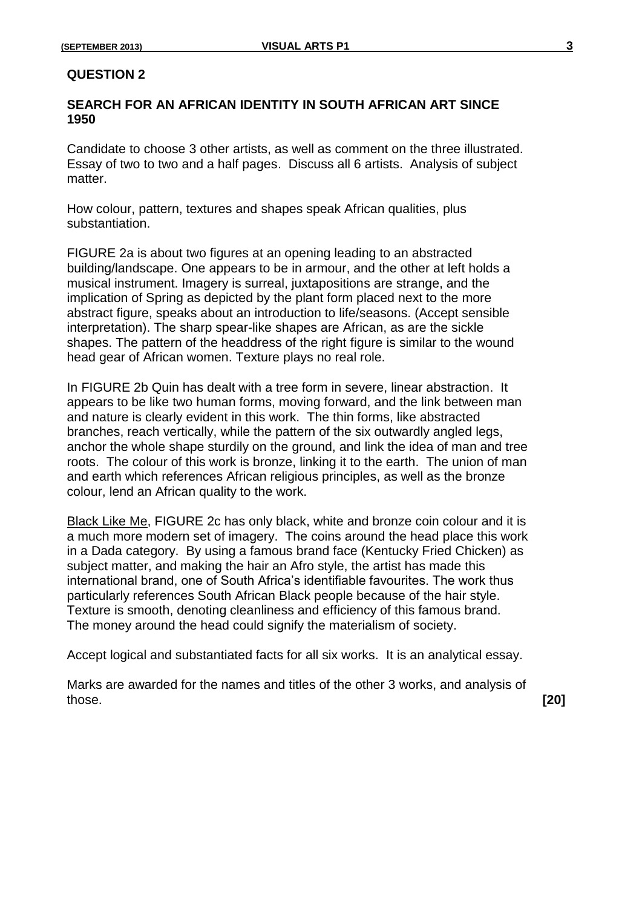## QUESTION 2

### SEARCH FOR AN AFRICAN IDENTITY IN SOUTH AFRICAN ART SINCE 1950

Candidate to choose 3 other artists, as well as comment on the three illustrated. Essay of two to two and a half pages. Discuss all 6 artists. Analysis of subject matter.

How colour, pattern, textures and shapes speak African qualities, plus substantiation.

FIGURE 2a is about two figures at an opening leading to an abstracted building/landscape. One appears to be in armour, and the other at left holds a musical instrument. Imagery is surreal, juxtapositions are strange, and the implication of Spring as depicted by the plant form placed next to the more abstract figure, speaks about an introduction to life/seasons. (Accept sensible interpretation). The sharp spear-like shapes are African, as are the sickle shapes. The pattern of the headdress of the right figure is similar to the wound head gear of African women. Texture plays no real role.

In FIGURE 2b Quin has dealt with a tree form in severe, linear abstraction. It appears to be like two human forms, moving forward, and the link between man and nature is clearly evident in this work. The thin forms, like abstracted branches, reach vertically, while the pattern of the six outwardly angled legs, anchor the whole shape sturdily on the ground, and link the idea of man and tree roots. The colour of this work is bronze, linking it to the earth. The union of man and earth which references African religious principles, as well as the bronze colour, lend an African quality to the work.

<u>Black Like Me</u>, FIGURE 2c has only black, white and bronze coin colour and it is a much more modern set of imagery. The coins around the head place this work in a Dada category. By using a famous brand face (Kentucky Fried Chicken) as subject matter, and making the hair an Afro style, the artist has made this international brand, one of South Africa's identifiable favourites. The work thus particularly references South African Black people because of the hair style. Texture is smooth, denoting cleanliness and efficiency of this famous brand. The money around the head could signify the materialism of society.

Accept logical and substantiated facts for all six works. It is an analytical essay.

Marks are awarded for the names and titles of the other 3 works, and analysis of those. **[20]**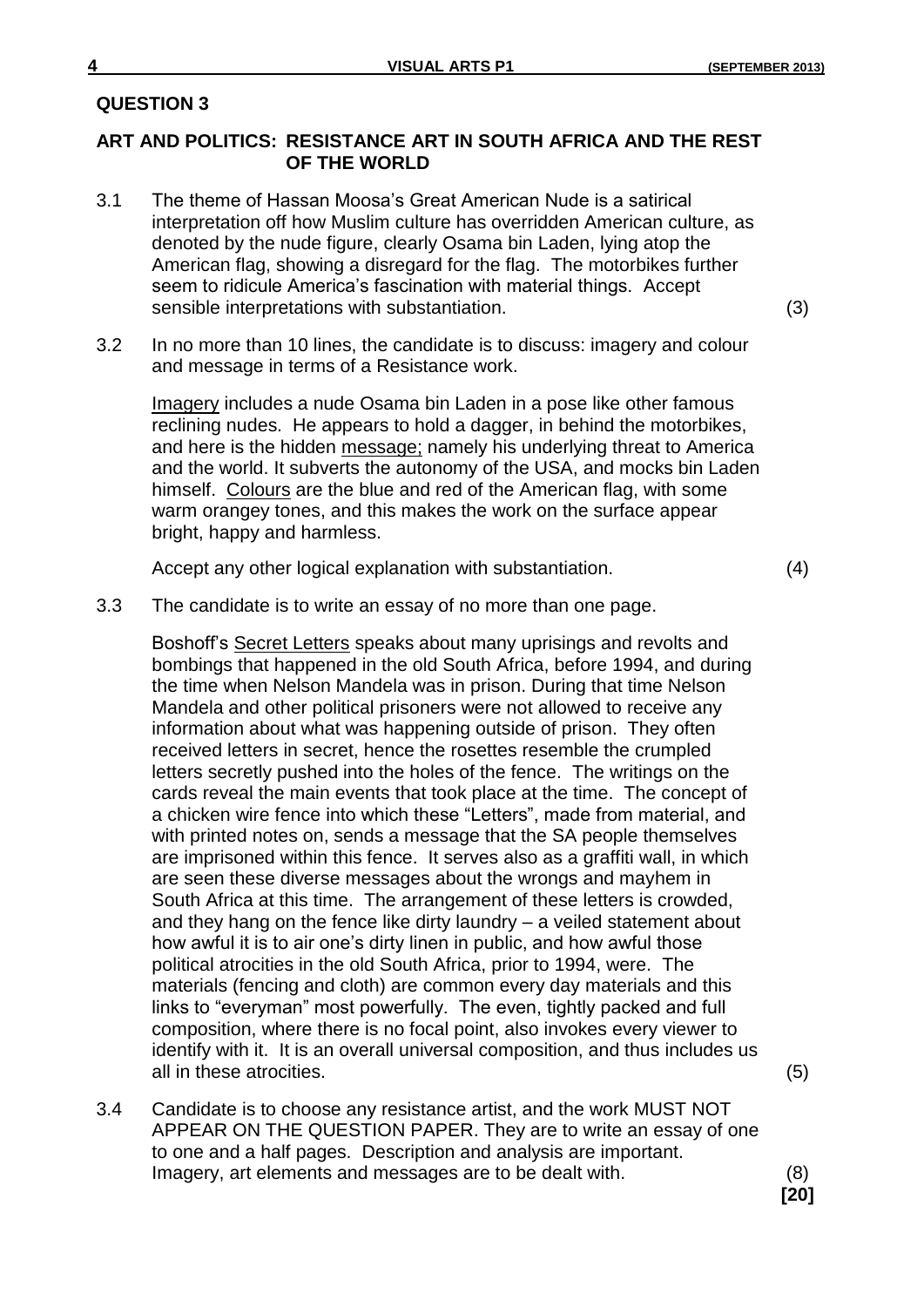## QUESTION 3

### ART AND POLITICS: RESISTANCE ART IN SOUTH AFRICA AND THE REST OF THE WORLD

3.1 The theme of Hassan Moosa's Great American Nude is a satirical interpretation off how Muslim culture has overridden American culture, as denoted by the nude figure, clearly Osama bin Laden, lying atop the American flag, showing a disregard for the flag. The motorbikes further seem to ridicule America's fascination with material things. Accept sensible interpretations with substantiation. (3)

3.2 In no more than 10 lines, the candidate is to discuss: imagery and colour and message in terms of a Resistance work.

<u>Imagery</u> includes a nude Osama bin Laden in a pose like other famous reclining nudes. He appears to hold a dagger, in behind the motorbikes, and here is the hidden <u>message;</u> namely his underlying threat to America and the world. It subverts the autonomy of the USA, and mocks bin Laden himself. <u>Colours</u> are the blue and red of the American flag, with some warm orangey tones, and this makes the work on the surface appear bright, happy and harmless.

Accept any other logical explanation with substantiation. (4)

3.3 The candidate is to write an essay of no more than one page.

Boshoff's <u>Secret Letters</u> speaks about many uprisings and revolts and bombings that happened in the old South Africa, before 1994, and during the time when Nelson Mandela was in prison. During that time Nelson Mandela and other political prisoners were not allowed to receive any information about what was happening outside of prison. They often received letters in secret, hence the rosettes resemble the crumpled letters secretly pushed into the holes of the fence. The writings on the cards reveal the main events that took place at the time. The concept of a chicken wire fence into which these "Letters", made from material, and with printed notes on, sends a message that the SA people themselves are imprisoned within this fence. It serves also as a graffiti wall, in which are seen these diverse messages about the wrongs and mayhem in South Africa at this time. The arrangement of these letters is crowded, and they hang on the fence like dirty laundry – a veiled statement about how awful it is to air one's dirty linen in public, and how awful those political atrocities in the old South Africa, prior to 1994, were. The materials (fencing and cloth) are common every day materials and this links to "everyman" most powerfully. The even, tightly packed and full composition, where there is no focal point, also invokes every viewer to identify with it. It is an overall universal composition, and thus includes us all in these atrocities. (5)

3.4 Candidate is to choose any resistance artist, and the work MUST NOT APPEAR ON THE QUESTION PAPER. They are to write an essay of one to one and a half pages. Description and analysis are important. Imagery, art elements and messages are to be dealt with. (8)

**[20]**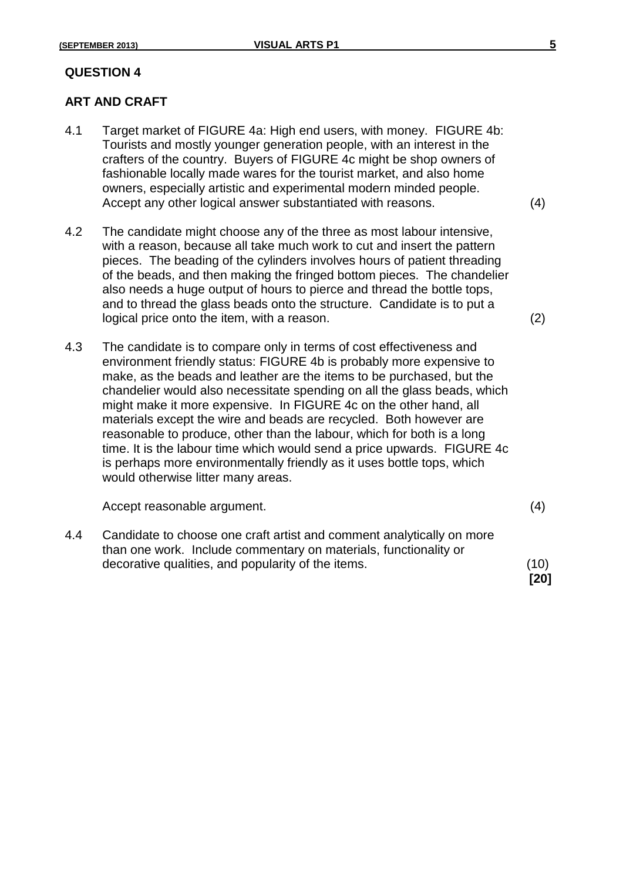## QUESTION 4

### ART AND CRAFT

4.1 Target market of FIGURE 4a: High end users, with money. FIGURE 4b: Tourists and mostly younger generation people, with an interest in the crafters of the country. Buyers of FIGURE 4c might be shop owners of fashionable locally made wares for the tourist market, and also home owners, especially artistic and experimental modern minded people. Accept any other logical answer substantiated with reasons. (4)

4.2 The candidate might choose any of the three as most labour intensive, with a reason, because all take much work to cut and insert the pattern pieces. The beading of the cylinders involves hours of patient threading of the beads, and then making the fringed bottom pieces. The chandelier also needs a huge output of hours to pierce and thread the bottle tops, and to thread the glass beads onto the structure. Candidate is to put a logical price onto the item, with a reason. (2)

4.3 The candidate is to compare only in terms of cost effectiveness and environment friendly status: FIGURE 4b is probably more expensive to make, as the beads and leather are the items to be purchased, but the chandelier would also necessitate spending on all the glass beads, which might make it more expensive. In FIGURE 4c on the other hand, all materials except the wire and beads are recycled. Both however are reasonable to produce, other than the labour, which for both is a long time. It is the labour time which would send a price upwards. FIGURE 4c is perhaps more environmentally friendly as it uses bottle tops, which would otherwise litter many areas.

Accept reasonable argument. (4)

4.4 Candidate to choose one craft artist and comment analytically on more than one work. Include commentary on materials, functionality or decorative qualities, and popularity of the items. (10)

**[20]**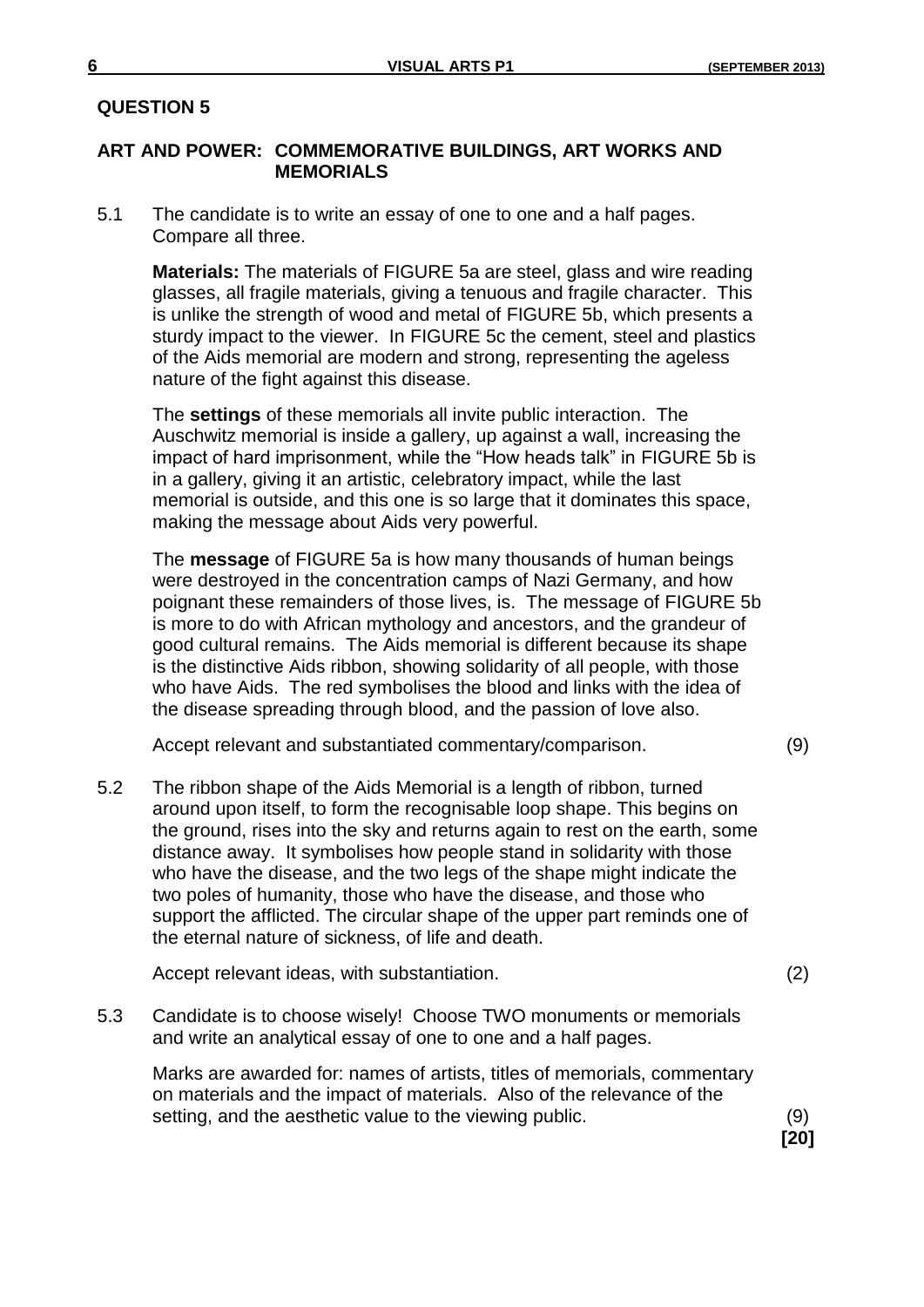## QUESTION 5

### ART AND POWER: COMMEMORATIVE BUILDINGS, ART WORKS AND MEMORIALS

5.1 The candidate is to write an essay of one to one and a half pages. Compare all three.

**Materials:** The materials of FIGURE 5a are steel, glass and wire reading glasses, all fragile materials, giving a tenuous and fragile character. This is unlike the strength of wood and metal of FIGURE 5b, which presents a sturdy impact to the viewer. In FIGURE 5c the cement, steel and plastics of the Aids memorial are modern and strong, representing the ageless nature of the fight against this disease.

The **settings** of these memorials all invite public interaction. The Auschwitz memorial is inside a gallery, up against a wall, increasing the impact of hard imprisonment, while the "How heads talk" in FIGURE 5b is in a gallery, giving it an artistic, celebratory impact, while the last memorial is outside, and this one is so large that it dominates this space, making the message about Aids very powerful.

The **message** of FIGURE 5a is how many thousands of human beings were destroyed in the concentration camps of Nazi Germany, and how poignant these remainders of those lives, is. The message of FIGURE 5b is more to do with African mythology and ancestors, and the grandeur of good cultural remains. The Aids memorial is different because its shape is the distinctive Aids ribbon, showing solidarity of all people, with those who have Aids. The red symbolises the blood and links with the idea of the disease spreading through blood, and the passion of love also.

Accept relevant and substantiated commentary/comparison. (9)

5.2 The ribbon shape of the Aids Memorial is a length of ribbon, turned around upon itself, to form the recognisable loop shape. This begins on the ground, rises into the sky and returns again to rest on the earth, some distance away. It symbolises how people stand in solidarity with those who have the disease, and the two legs of the shape might indicate the two poles of humanity, those who have the disease, and those who support the afflicted. The circular shape of the upper part reminds one of the eternal nature of sickness, of life and death.

Accept relevant ideas, with substantiation. (2)

5.3 Candidate is to choose wisely! Choose TWO monuments or memorials and write an analytical essay of one to one and a half pages.

Marks are awarded for: names of artists, titles of memorials, commentary on materials and the impact of materials. Also of the relevance of the setting, and the aesthetic value to the viewing public. (9)

**[20]**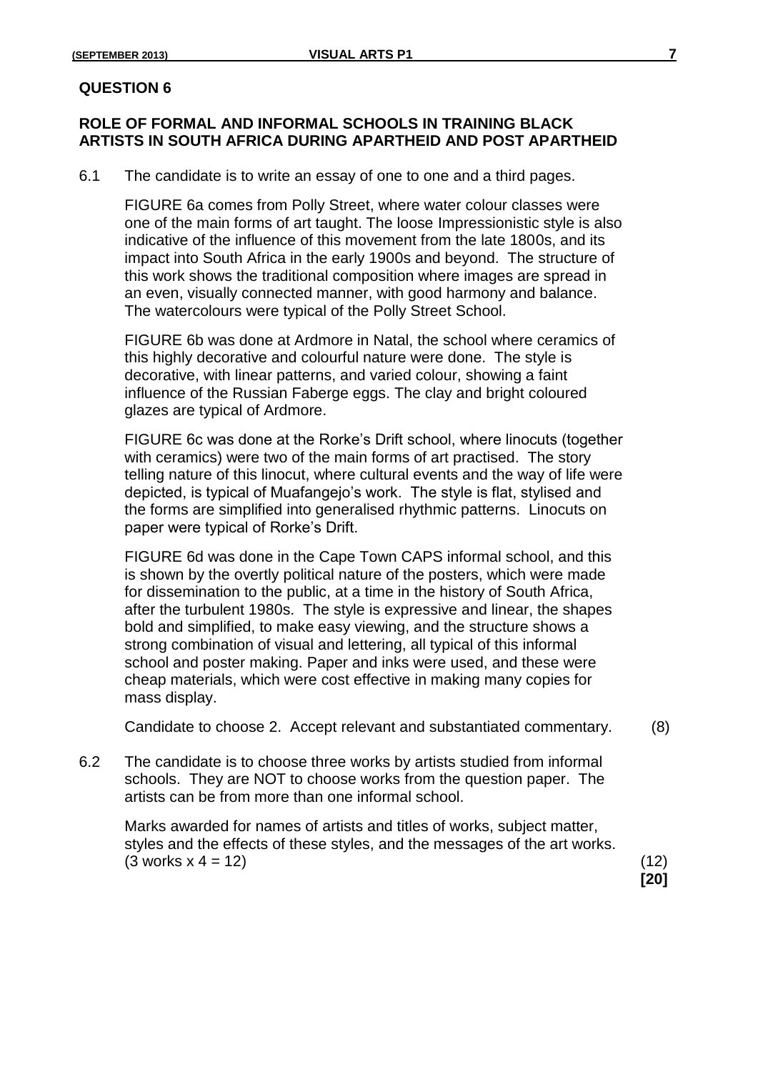## QUESTION 6

### ROLE OF FORMAL AND INFORMAL SCHOOLS IN TRAINING BLACK ARTISTS IN SOUTH AFRICA DURING APARTHEID AND POST APARTHEID

6.1 The candidate is to write an essay of one to one and a third pages.

FIGURE 6a comes from Polly Street, where water colour classes were one of the main forms of art taught. The loose Impressionistic style is also indicative of the influence of this movement from the late 1800s, and its impact into South Africa in the early 1900s and beyond. The structure of this work shows the traditional composition where images are spread in an even, visually connected manner, with good harmony and balance. The watercolours were typical of the Polly Street School.

FIGURE 6b was done at Ardmore in Natal, the school where ceramics of this highly decorative and colourful nature were done. The style is decorative, with linear patterns, and varied colour, showing a faint influence of the Russian Faberge eggs. The clay and bright coloured glazes are typical of Ardmore.

FIGURE 6c was done at the Rorke's Drift school, where linocuts (together with ceramics) were two of the main forms of art practised. The story telling nature of this linocut, where cultural events and the way of life were depicted, is typical of Muafangejo's work. The style is flat, stylised and the forms are simplified into generalised rhythmic patterns. Linocuts on paper were typical of Rorke's Drift.

FIGURE 6d was done in the Cape Town CAPS informal school, and this is shown by the overtly political nature of the posters, which were made for dissemination to the public, at a time in the history of South Africa, after the turbulent 1980s. The style is expressive and linear, the shapes bold and simplified, to make easy viewing, and the structure shows a strong combination of visual and lettering, all typical of this informal school and poster making. Paper and inks were used, and these were cheap materials, which were cost effective in making many copies for mass display.

Candidate to choose 2. Accept relevant and substantiated commentary. (8)

6.2 The candidate is to choose three works by artists studied from informal schools. They are NOT to choose works from the question paper. The artists can be from more than one informal school.

Marks awarded for names of artists and titles of works, subject matter, styles and the effects of these styles, and the messages of the art works. (3 works x 4 = 12) (12)

**[20]**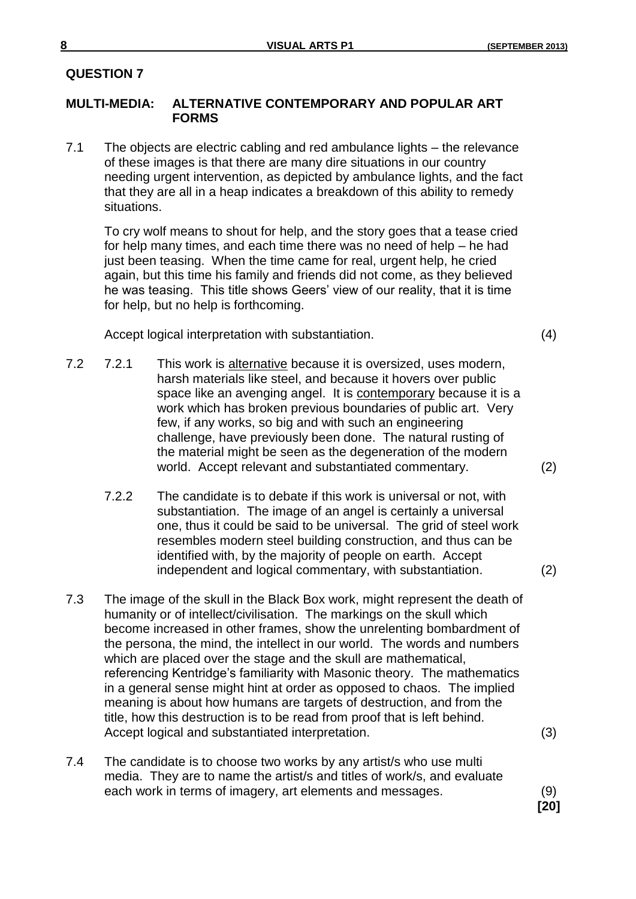## QUESTION 7

### MULTI-MEDIA: ALTERNATIVE CONTEMPORARY AND POPULAR ART FORMS

7.1 The objects are electric cabling and red ambulance lights – the relevance of these images is that there are many dire situations in our country needing urgent intervention, as depicted by ambulance lights, and the fact that they are all in a heap indicates a breakdown of this ability to remedy situations.

To cry wolf means to shout for help, and the story goes that a tease cried for help many times, and each time there was no need of help – he had just been teasing. When the time came for real, urgent help, he cried again, but this time his family and friends did not come, as they believed he was teasing. This title shows Geers' view of our reality, that it is time for help, but no help is forthcoming.

Accept logical interpretation with substantiation. (4)

7.2 7.2.1 This work is <u>alternative</u> because it is oversized, uses modern, harsh materials like steel, and because it hovers over public space like an avenging angel. It is <u>contemporary</u> because it is a work which has broken previous boundaries of public art. Very few, if any works, so big and with such an engineering challenge, have previously been done. The natural rusting of the material might be seen as the degeneration of the modern world. Accept relevant and substantiated commentary. (2)

7.2.2 The candidate is to debate if this work is universal or not, with substantiation. The image of an angel is certainly a universal one, thus it could be said to be universal. The grid of steel work resembles modern steel building construction, and thus can be identified with, by the majority of people on earth. Accept independent and logical commentary, with substantiation. (2)

7.3 The image of the skull in the Black Box work, might represent the death of humanity or of intellect/civilisation. The markings on the skull which become increased in other frames, show the unrelenting bombardment of the persona, the mind, the intellect in our world. The words and numbers which are placed over the stage and the skull are mathematical, referencing Kentridge's familiarity with Masonic theory. The mathematics in a general sense might hint at order as opposed to chaos. The implied meaning is about how humans are targets of destruction, and from the title, how this destruction is to be read from proof that is left behind. Accept logical and substantiated interpretation. (3)

7.4 The candidate is to choose two works by any artist/s who use multi media. They are to name the artist/s and titles of work/s, and evaluate each work in terms of imagery, art elements and messages. (9)

**[20]**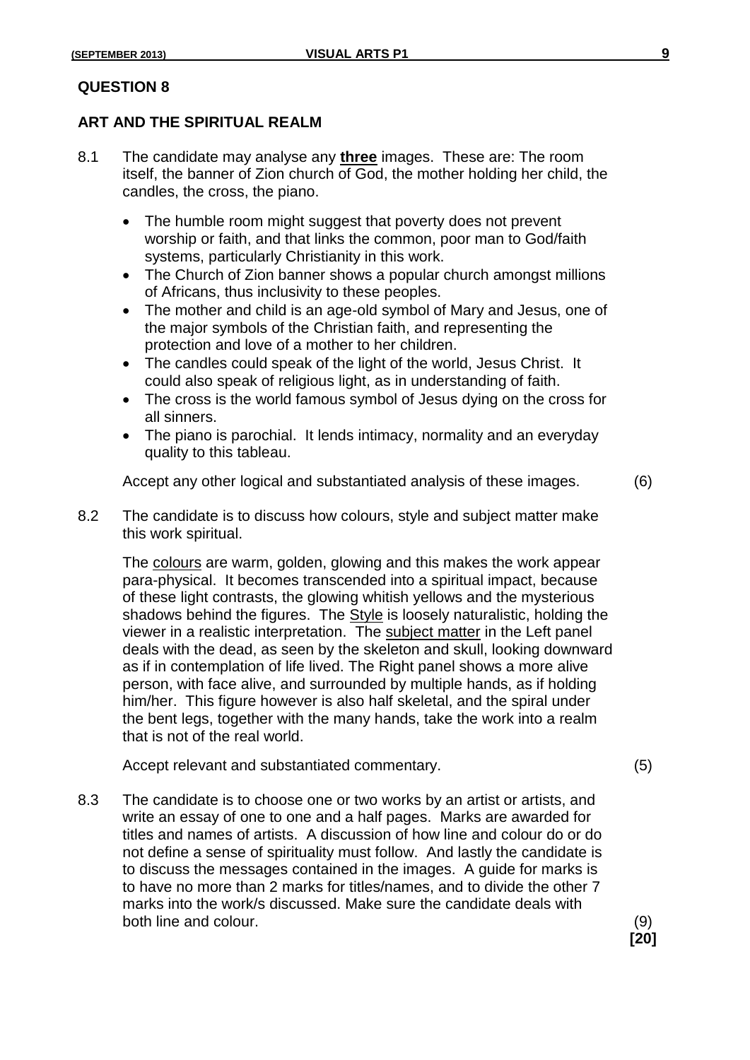## QUESTION 8

### ART AND THE SPIRITUAL REALM

8.1 The candidate may analyse any **three** images. These are: The room itself, the banner of Zion church of God, the mother holding her child, the candles, the cross, the piano.

- The humble room might suggest that poverty does not prevent worship or faith, and that links the common, poor man to God/faith systems, particularly Christianity in this work.
- The Church of Zion banner shows a popular church amongst millions of Africans, thus inclusivity to these peoples.
- The mother and child is an age-old symbol of Mary and Jesus, one of the major symbols of the Christian faith, and representing the protection and love of a mother to her children.
- The candles could speak of the light of the world, Jesus Christ. It could also speak of religious light, as in understanding of faith.
- The cross is the world famous symbol of Jesus dying on the cross for all sinners.
- The piano is parochial. It lends intimacy, normality and an everyday quality to this tableau.

Accept any other logical and substantiated analysis of these images. (6)

8.2 The candidate is to discuss how colours, style and subject matter make this work spiritual.

The colours are warm, golden, glowing and this makes the work appear para-physical. It becomes transcended into a spiritual impact, because of these light contrasts, the glowing whitish yellows and the mysterious shadows behind the figures. The Style is loosely naturalistic, holding the viewer in a realistic interpretation. The subject matter in the Left panel deals with the dead, as seen by the skeleton and skull, looking downward as if in contemplation of life lived. The Right panel shows a more alive person, with face alive, and surrounded by multiple hands, as if holding him/her. This figure however is also half skeletal, and the spiral under the bent legs, together with the many hands, take the work into a realm that is not of the real world.

Accept relevant and substantiated commentary. (5)

8.3 The candidate is to choose one or two works by an artist or artists, and write an essay of one to one and a half pages. Marks are awarded for titles and names of artists. A discussion of how line and colour do or do not define a sense of spirituality must follow. And lastly the candidate is to discuss the messages contained in the images. A guide for marks is to have no more than 2 marks for titles/names, and to divide the other 7 marks into the work/s discussed. Make sure the candidate deals with both line and colour. (9)

**[20]**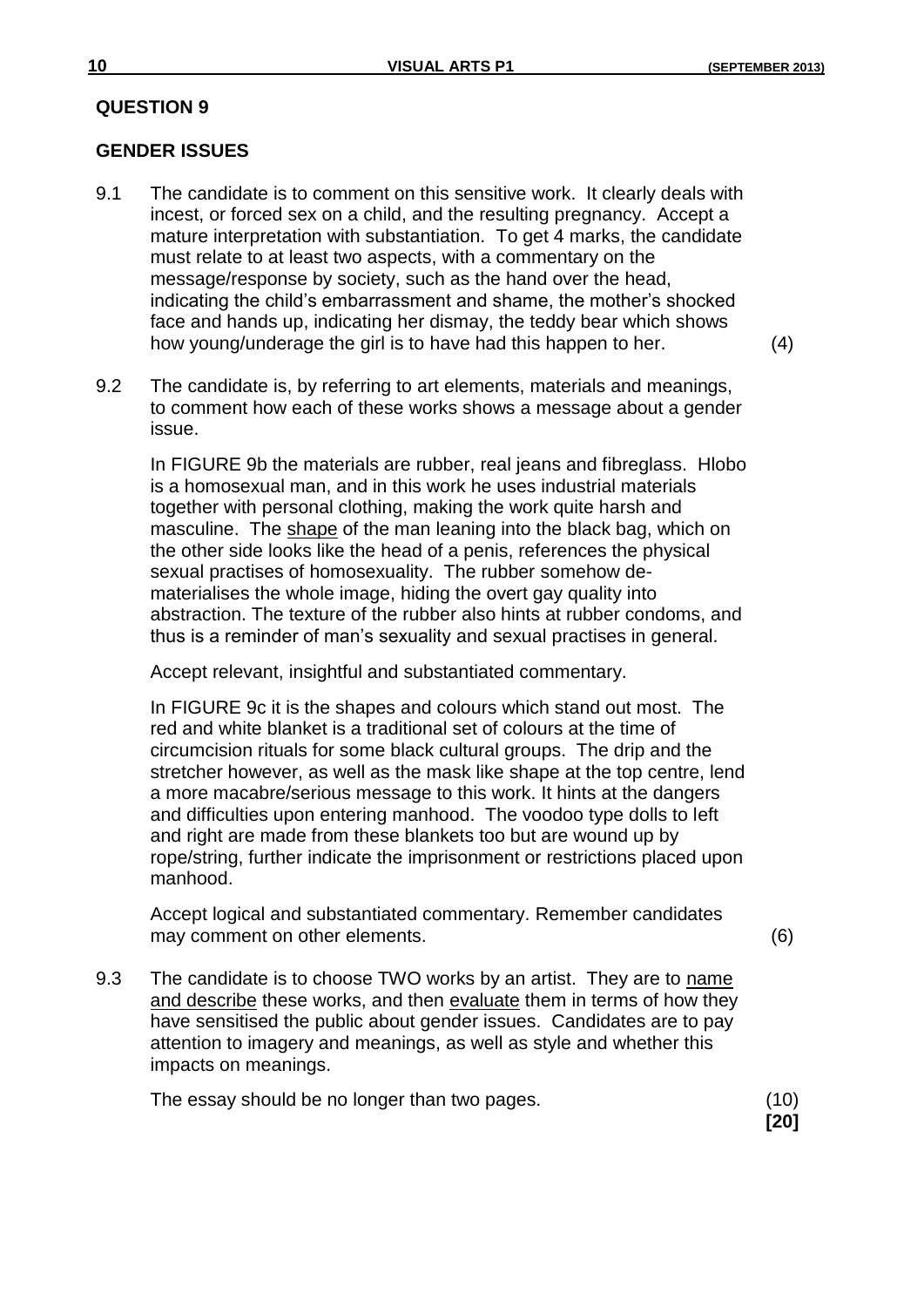## QUESTION 9

### GENDER ISSUES

9.1 The candidate is to comment on this sensitive work. It clearly deals with incest, or forced sex on a child, and the resulting pregnancy. Accept a mature interpretation with substantiation. To get 4 marks, the candidate must relate to at least two aspects, with a commentary on the message/response by society, such as the hand over the head, indicating the child's embarrassment and shame, the mother's shocked face and hands up, indicating her dismay, the teddy bear which shows how young/underage the girl is to have had this happen to her. (4)

9.2 The candidate is, by referring to art elements, materials and meanings, to comment how each of these works shows a message about a gender issue.

In FIGURE 9b the materials are rubber, real jeans and fibreglass. Hlobo is a homosexual man, and in this work he uses industrial materials together with personal clothing, making the work quite harsh and masculine. The <u>shape</u> of the man leaning into the black bag, which on the other side looks like the head of a penis, references the physical sexual practises of homosexuality. The rubber somehow de-materialises the whole image, hiding the overt gay quality into abstraction. The texture of the rubber also hints at rubber condoms, and thus is a reminder of man's sexuality and sexual practises in general.

Accept relevant, insightful and substantiated commentary.

In FIGURE 9c it is the shapes and colours which stand out most. The red and white blanket is a traditional set of colours at the time of circumcision rituals for some black cultural groups. The drip and the stretcher however, as well as the mask like shape at the top centre, lend a more macabre/serious message to this work. It hints at the dangers and difficulties upon entering manhood. The voodoo type dolls to left and right are made from these blankets too but are wound up by rope/string, further indicate the imprisonment or restrictions placed upon manhood.

Accept logical and substantiated commentary. Remember candidates may comment on other elements. (6)

9.3 The candidate is to choose TWO works by an artist. They are to <u>name and describe</u> these works, and then <u>evaluate</u> them in terms of how they have sensitised the public about gender issues. Candidates are to pay attention to imagery and meanings, as well as style and whether this impacts on meanings.

The essay should be no longer than two pages. (10)

**[20]**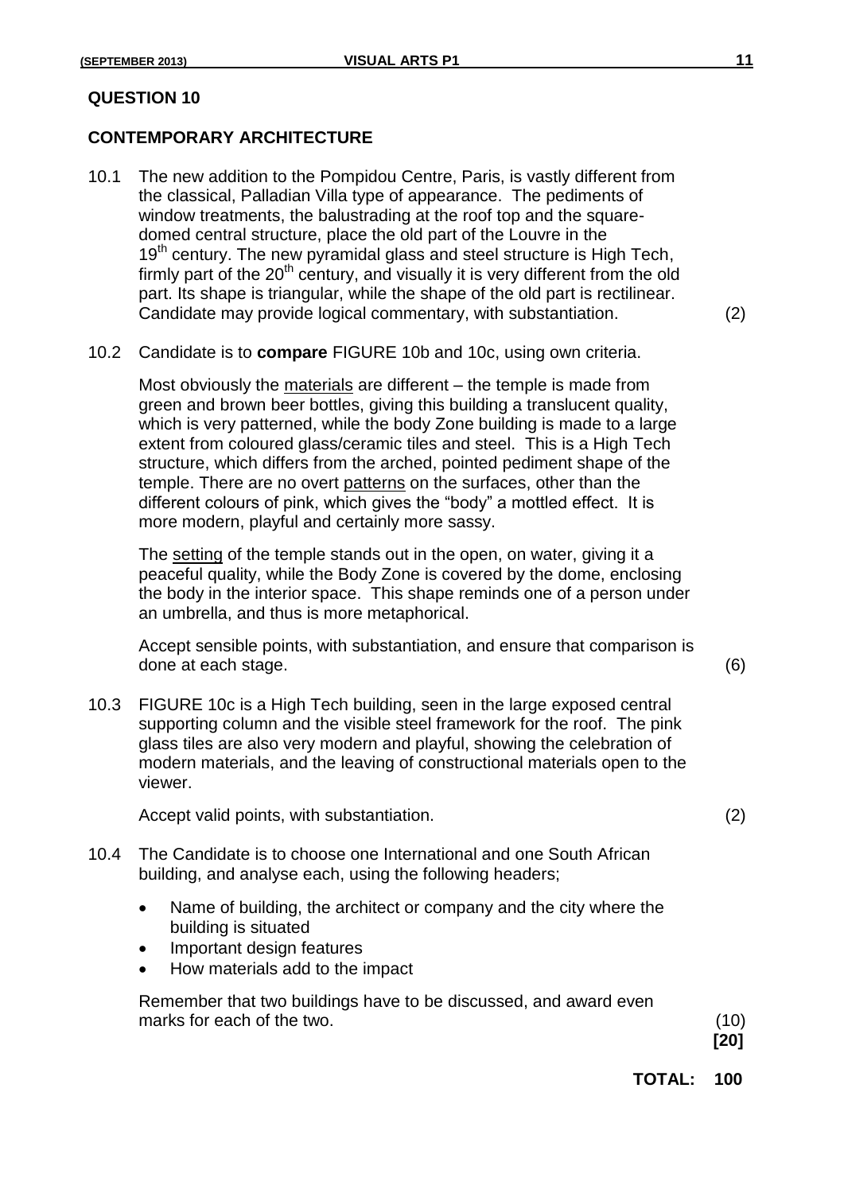## QUESTION 10

## CONTEMPORARY ARCHITECTURE

10.1 The new addition to the Pompidou Centre, Paris, is vastly different from the classical, Palladian Villa type of appearance. The pediments of window treatments, the balustrading at the roof top and the square-domed central structure, place the old part of the Louvre in the 19th century. The new pyramidal glass and steel structure is High Tech, firmly part of the 20th century, and visually it is very different from the old part. Its shape is triangular, while the shape of the old part is rectilinear. Candidate may provide logical commentary, with substantiation. (2)

10.2 Candidate is to **compare** FIGURE 10b and 10c, using own criteria.

Most obviously the materials are different – the temple is made from green and brown beer bottles, giving this building a translucent quality, which is very patterned, while the body Zone building is made to a large extent from coloured glass/ceramic tiles and steel. This is a High Tech structure, which differs from the arched, pointed pediment shape of the temple. There are no overt patterns on the surfaces, other than the different colours of pink, which gives the "body" a mottled effect. It is more modern, playful and certainly more sassy.

The setting of the temple stands out in the open, on water, giving it a peaceful quality, while the Body Zone is covered by the dome, enclosing the body in the interior space. This shape reminds one of a person under an umbrella, and thus is more metaphorical.

Accept sensible points, with substantiation, and ensure that comparison is done at each stage. (6)

10.3 FIGURE 10c is a High Tech building, seen in the large exposed central supporting column and the visible steel framework for the roof. The pink glass tiles are also very modern and playful, showing the celebration of modern materials, and the leaving of constructional materials open to the viewer.

Accept valid points, with substantiation. (2)

10.4 The Candidate is to choose one International and one South African building, and analyse each, using the following headers;

- Name of building, the architect or company and the city where the building is situated
- Important design features
- How materials add to the impact

Remember that two buildings have to be discussed, and award even marks for each of the two. (10)

**[20]**

**TOTAL: 100**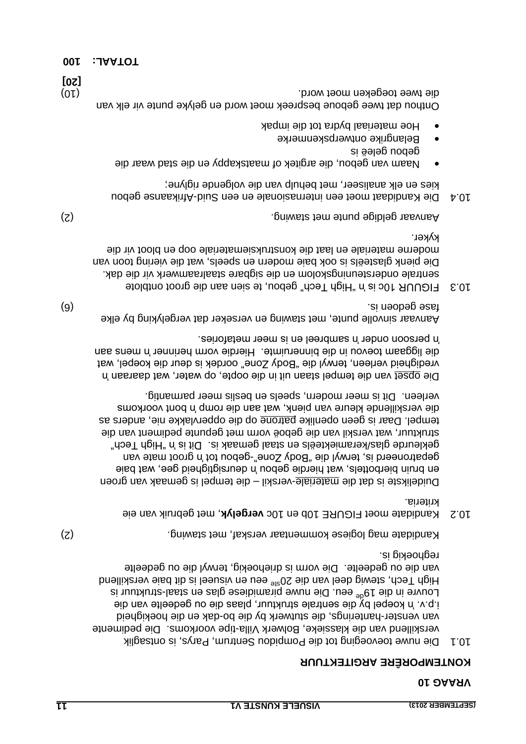## VRAAG 10

### KONTEMPORÊRE ARGITEKTUUR

10.1 Die nuwe toevoeging tot die Pompidou Sentrum, Parys, is ontsaglik verskillend van die klassieke, Bolwerk Villa-tipe voorkoms. Die pedimente van venster-hanterings, die stutwerk by die bo-dak en die hoekigheid i.p.v. 'n koepel by die sentrale struktuur, plaas die ou gedeelte van die Louvre in die 19[de] eeu. Die nuwe piramidiese glas en staal-struktuur is High Tech, stewig deel van die 20[ste] eeu en visueel is dit baie verskillend van die ou gedeelte. Die vorm is driehoekig, terwyl die ou gedeelte reghoekig is.

Kandidate mag logiese kommentaar verskaf, met stawing. (2)

10.2 Kandidate moet FIGURE 10b en 10c **vergelyk**, met gebruik van eie kriteria.

Duidelikste is dat die materiale-verskil – die tempel is gemaak van groen en bruin bierbottels, wat hierdie gebou 'n deursigtigheid gee, wat baie gepatroneerd is, terwyl die "Body Zone"-gebou tot 'n groot mate van gekleurde glas/keramiekteëls en staal gemaak is. Dit is 'n "High Tech" struktuur, wat verskil van die geboë vorm met gepunte pediment van die tempel. Daar is geen openlike patrone op die oppervlakke nie, anders as die verskillende kleure van pienk, wat aan die romp 'n bont voorkoms verleen. Dit is meer modern, speels en beslis meer parmantig.

Die opset van die tempel staan uit in die oopte, op water, wat daaraan 'n vredigheid verleen, terwyl die "Body Zone" oordek is deur die koepel, wat die liggaam toevou in die binneruimte. Hierdie vorm herinner 'n mens aan 'n persoon onder 'n sambreel en is meer metafories.

Aanvaar sinvolle punte, met stawing en verseker dat vergelyking by elke fase gedoen is. (6)

10.3 FIGUUR 10c is 'n "High Tech" gebou, te sien aan die groot ontblote sentrale ondersteuningskolom en die sigbare staalraamwerk vir die dak. Die pienk glasteëls is ook baie modern en speels, wat die viering toon van moderne materiale en laat die konstruksiemateriale oop en bloot vir die kyker.

Aanvaar geldige punte met stawing. (2)

10.4 Die Kandidaat moet een internasionale en een Suid-Afrikaanse gebou kies en elk analiseer, met behulp van die volgende riglyne:

- Naam van gebou, die argitek of maatskappy en die stad waar die gebou geleë is
- Belangrike ontwerpskenmerke
- Hoe materiaal bydra tot die impak

Onthou dat twee geboue bespreek moet word en gelyke punte vir elk van die twee toegeken moet word. (10)

**[20]**

**TOTAAL: 100**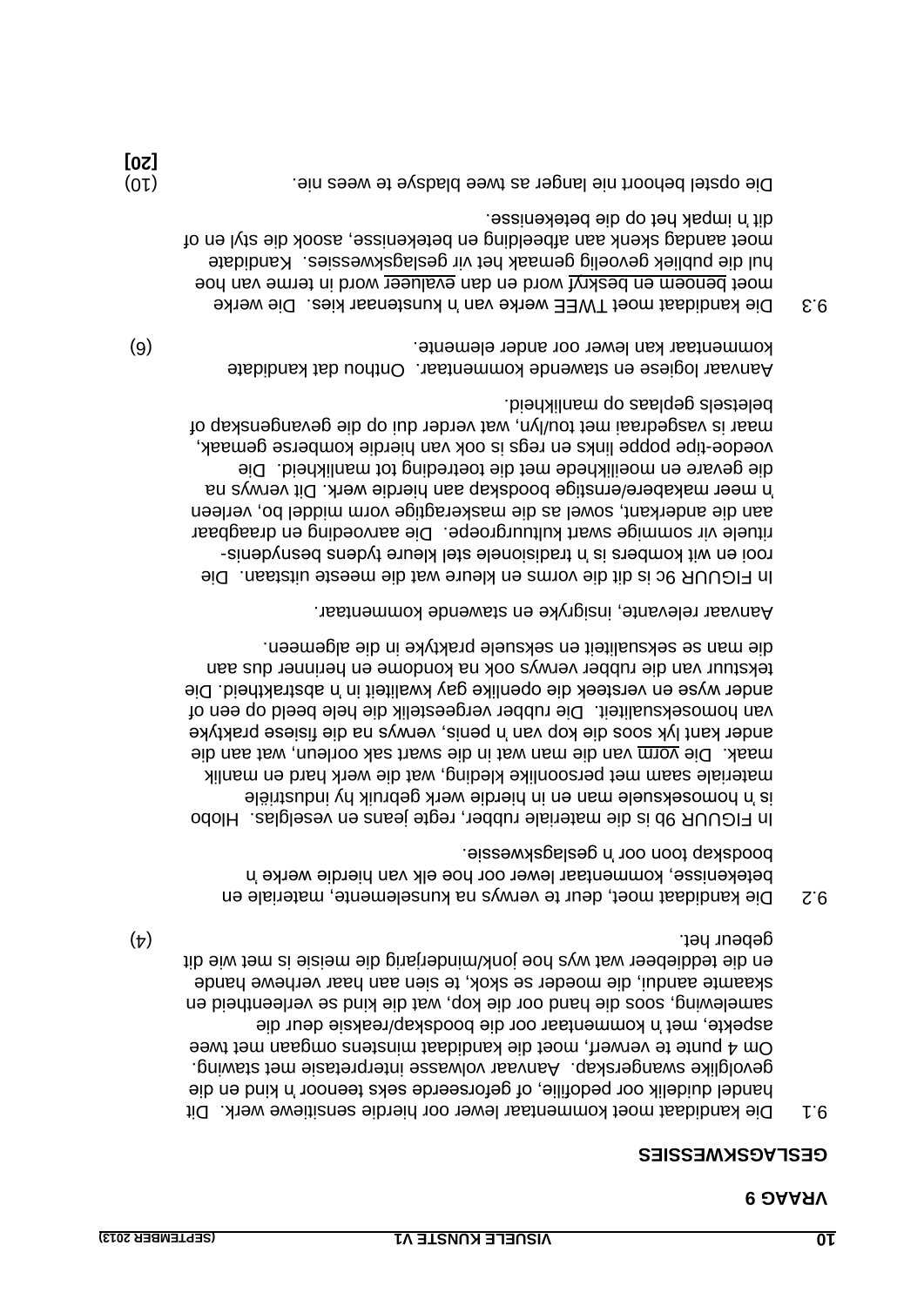## VRAAG 9

### GESLAGSKWESSIES

9.1 Die kandidaat moet kommentaar lewer oor hierdie sensitiewe werk. Dit handel duidelik oor pedofilie, of geforseerde seks teenoor 'n kind en die gevolglike swangerskap. Aanvaar volwasse interpretasie met stawing. Om 4 punte te verwerf, moet die kandidaat minstens omgaan met twee aspekte, met 'n kommentaar oor die boodskap/reaksie deur die samelewing, soos die hand oor die kop, wat die kind se verleentheid en skaamte aandui, die moeder se skok, te sien aan haar verhewe hande en die teddiebeer wat wys hoe jonk/minderjarig die meisie is met wie dit gebeur het. (4)

9.2 Die kandidaat moet, deur te verwys na kunselemente, materiale en betekenisse, kommentaar lewer oor hoe elk van hierdie werke 'n boodskap toon oor 'n geslagskwessie.

In FIGUUR 9b is die materiale rubber, regte jeans en veselglas. Hlobo is 'n homoseksuele man en in hierdie werk gebruik hy industriële materiale saam met persoonlike kleding, wat die werk hard en manlik maak. Die vorm van die man wat in die swart sak oorleun, wat aan die ander kant lyk soos die kop van 'n penis, verwys na die fisiese praktyke van homoseksualiteit. Die rubber vergeestelik die hele beeld op een of ander wyse en versteek die openlike gay kwaliteit in 'n abstraktheid. Die tekstuur van die rubber verwys ook na kondome en herinner dus aan die man se seksualiteit en seksuele praktyke in die algemeen.

Aanvaar relevante, insigryke en stawende kommentaar.

In FIGUUR 9c is dit die vorms en kleure wat die meeste uitstaan. Die rooi en wit kombers is 'n tradisionele stel kleure tydens besnydenis-rituele vir sommige swart kultuurgroepe. Die aanvoeding en draagbaar aan die anderkant, sowel as die maskeragtige vorm middel bo, verleen 'n meer makabere/ernstige boodskap aan hierdie werk. Dit verwys na die gevare en moeilikhede met die toetreding tot manlikheid. Die voedoe-tipe poppe links en regs is ook van hierdie komberse gemaak, maar is vasgedraai met tou/lyn, wat verder dui op die gevangenskap of beletsels geplaas op manlikheid.

Aanvaar logiese en stawende kommentaar. Onthou dat kandidate kommentaar kan lewer oor ander elemente. (6)

9.3 Die kandidaat moet TWEE werke van 'n kunstenaar kies. Die werke moet benoem en beskryf word en dan evalueer word in terme van hoe hul die publiek gevoelig gemaak het vir geslagskwessies. Kandidate moet aandag skenk aan afbeelding en betekenisse, asook die styl en of dit 'n impak het op die betekenisse.

Die opstel behoort nie langer as twee bladsye te wees nie. (10)
**[20]**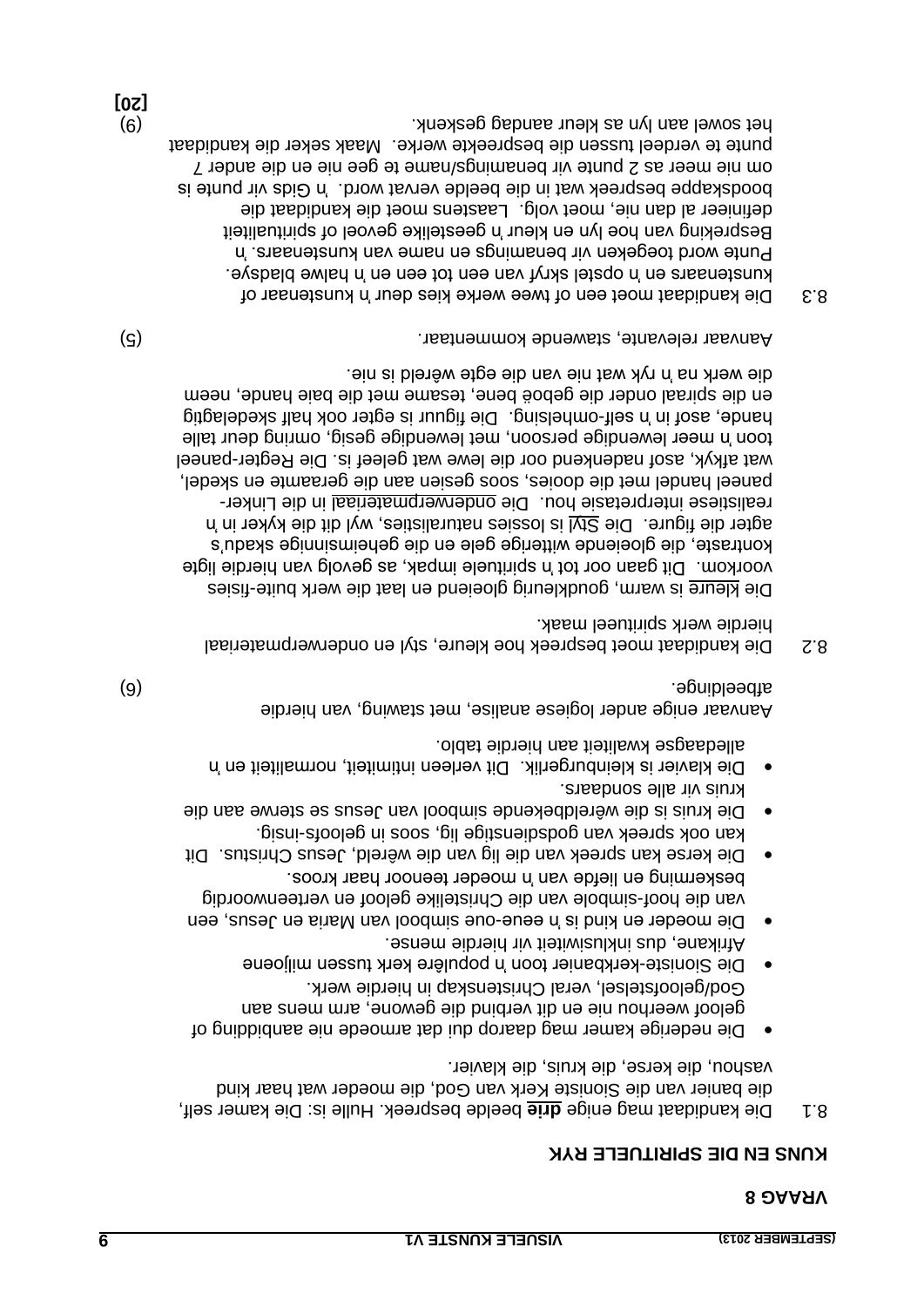**VRAAG 8**

**KUNS EN DIE SPIRITUELE RYK**

8.1 Die kandidaat mag enige **drie** beelde bespreek. Hulle is: Die kamer self, die banier van die Sioniste Kerk van God, die moeder wat haar kind vashou, die kerse, die kruis, die klavier.

- Die nederige kamer mag daarop dui dat armoede nie aanbidding of geloof weerhou nie en dit verbind die gewone, arm mens aan God/geloofstelsel, veral Christenskap in hierdie werk.
- Die Sioniste-kerkbanier toon 'n populêre kerk tussen miljoene Afrikane, dus inklusiwiteit vir hierdie mense.
- Die moeder en kind is 'n eeue-oue simbool van Maria en Jesus, een van die hoof-simbole van die Christelike geloof en verteenwoordig beskerming en liefde van 'n moeder teenoor haar kroos.
- Die kerse kan spreek van die lig van die wêreld, Jesus Christus. Dit kan ook spreek van godsdienstige lig, soos in geloofs-insig.
- Die kruis is die wêreldbekende simbool van Jesus se sterwe aan die kruis vir alle sondaars.
- Die klavier is kleinburgerlik. Dit verleen intimiteit, normaliteit en 'n alledaagse kwaliteit aan hierdie tablo.

Aanvaar enige ander logiese analise, met stawing, van hierdie afbeeldinge. (6)

8.2 Die kandidaat moet bespreek hoe kleure, styl en onderwerpmateriaal hierdie werk spiritueel maak.

Die kleure is warm, goudkleurig gloeiend en laat die werk buite-fisies voorkom. Dit gaan oor tot 'n spirituele impak, as gevolg van hierdie ligte kontraste, die gloeiende witterige gele en die geheimsinnige skadu's agter die figure. Die Styl is lossies naturalisties, wyl dit die kyker in 'n realistiese interpretasie hou. Die onderwerpmateriaal in die Linker-paneel handel met die dooies, soos gesien aan die geraamte en skedel, wat afkyk, asof nadenkend oor die lewe wat geleef is. Die Regter-paneel toon 'n meer lewendige persoon, met lewendige gesig, omring deur talle hande, asof in 'n self-omhelsing. Die figuur is egter ook half skedelagtig en die spiraal onder die geboë bene, tesame met die baie hande, neem die werk na 'n ryk wat nie van die egte wêreld is nie.

Aanvaar relevante, stawende kommentaar. (5)

8.3 Die kandidaat moet een of twee werke kies deur 'n kunstenaar of kunstenaars en 'n opstel skryf van een tot een en 'n halwe bladsye. Punte word toegeken vir benamings en name van kunstenaars. 'n Bespreking van hoe lyn en kleur 'n geestelike gevoel of spiritualiteit definieer al dan nie, moet volg. Laastens moet die kandidaat die boodskappe bespreek wat in die beelde vervat word. 'n Gids vir punte is om nie meer as 2 punte vir benamings/name te gee nie en die ander 7 punte te verdeel tussen die bespreekte werke. Maak seker die kandidaat het sowel aan lyn as kleur aandag geskenk. (9)

**[20]**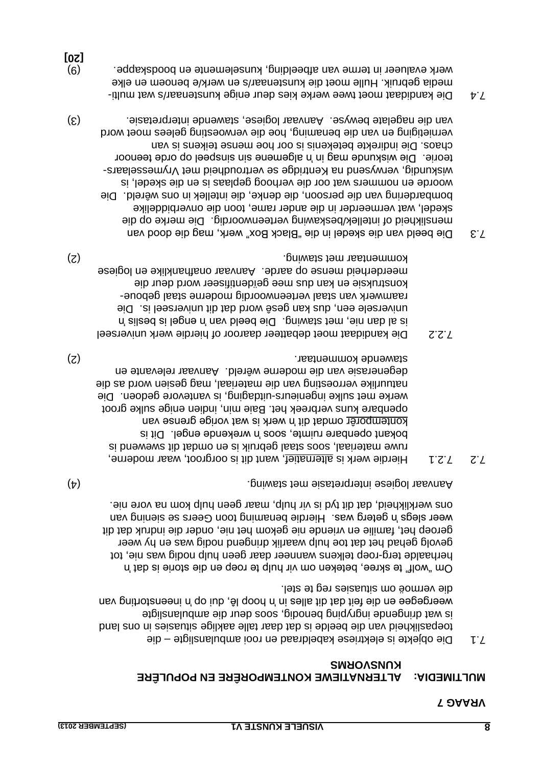**VRAAG 7**

**MULTIMEDIA: ALTERNATIEWE KONTEMPORÊRE EN POPULÊRE KUNSVORMS**

7.1 Die objekte is elektriese kabeldraad en rooi ambulansligte – die toepaslikheid van die beelde is dat daar talle aaklige situasies in ons land is wat dringende ingryping benodig, soos deur die ambulansligte weergegee en die feit dat dit alles in 'n hoop lê, dui op 'n ineenstorting van die vermoë om situasies reg te stel.

Om "wolf" te skree, beteken om vir hulp te roep en die storie is dat 'n herhaalde terg-roep telkens wanneer daar geen hulp nodig was nie, tot gevolg gehad het dat toe hulp waarlik dringend nodig was en hy weer geroep het, familie en vriende nie gekom het nie, onder die indruk dat dit weer slegs 'n geterg was. Hierdie benaming toon Geers se siening van ons werklikheid, dat dit tyd is vir hulp, maar geen hulp kom na vore nie.

Aanvaar logiese interpretasie met stawing. (4)

7.2 7.2.1 Hierdie werk is alternatief, want dit is oorgroot, waar moderne, ruwe materiaal, soos staal gebruik is en omdat dit swewend is bokant openbare ruimte, soos 'n wrekende engel. Dit is kontemporêr omdat dit 'n werk is wat vorige grense van openbare kuns verbreek het. Baie min, indien enige sulke groot werke met sulke ingenieurs-uitdaging, is vantevore gedoen. Die natuurlike verroesting van die materiaal, mag gesien word as die degenerasie van die moderne wêreld. Aanvaar relevante en stawende kommentaar. (2)

7.2.2 Die kandidaat moet debatteer daaroor of hierdie werk universeel is al dan nie, met stawing. Die beeld van 'n engel is beslis 'n universele een, dus kan gesê word dat dit universeel is. Die raamwerk van staal verteenwoordig moderne staal geboue-konstruksie en kan dus mee geïdentifiseer word deur die meerderheid mense op aarde. Aanvaar onafhanklike en logiese kommentaar met stawing. (2)

7.3 Die beeld van die skedel in die "Black Box" werk, mag die dood van menslikheid of intellek/beskawing verteenwoordig. Die merke op die skedel, wat vermeerder in die ander rame, toon die onverbiddelike bombardering van die persoon, die denke, die intellek in ons wêreld. Die woorde en nommers wat oor die verhoog geplaas is en die skedel, is wiskundig, verwysend na Kentridge se vertroudheid met Vrymesselaars-teorie. Die wiskunde mag in 'n algemene sin sinspeel op orde teenoor chaos. Die indirekte betekenis is oor hoe mense telkens is van vernietiging en van die benaming, hoe die verwoesting gelees moet word van die nagelate bewyse. Aanvaar logiese, stawende interpretasie. (3)

7.4 Die kandidaat moet twee werke kies deur enige kunstenaar/s wat multi-media gebruik. Hulle moet die kunstenaar/s en werk/e benoem en elke werk evalueer in terme van afbeelding, kunselemente en boodskappe. (9)

**[20]**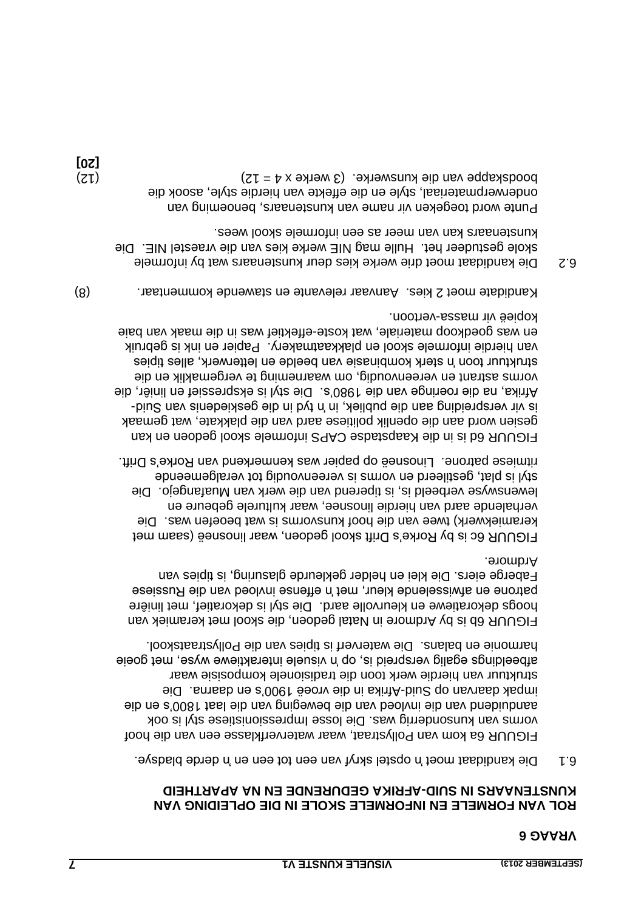# VRAAG 6

## ROL VAN FORMELE EN INFORMELE SKOLE IN DIE OPLEIDING VAN KUNSTENAARS IN SUID-AFRIKA GEDURENDE EN NA APARTHEID

6.1 Die kandidaat moet 'n opstel skryf van een tot een en 'n derde bladsye.

FIGUUR 6a kom van Pollystraat, waar waterverfklasse een van die hoof vorms van kunsonderrig was. Die losse impressionistiese styl is ook aanduidend van die invloed van die beweging van die laat 1800's en die impak daarvan op Suid-Afrika in die vroeë 1900's en daarna. Die struktuur van hierdie werk toon die tradisionele komposisie waar afbeeldings egalig versprei is, op 'n visuele interaktiewe wyse, met goeie harmonie en balans. Die waterverf is tipies van die Pollystraatskool.

FIGUUR 6b is by Ardmore in Natal gedoen, die skool met keramiek van hoogs dekoratiewe en kleurvolle aard. Die styl is dekoratief, met liniêre patrone en afwisselende kleur, met 'n effense invloed van die Russiese Faberge eiers. Die klei en helder gekleurde glasuring, is tipies van Ardmore.

FIGUUR 6c is by Rorke's Drift skool gedoen, waar linosneë (saam met keramiekwerk) twee van die hoof kunsvorms is wat beoefen was. Die verhalende aard van hierdie linosnee, waar kulturele gebeure en lewenswyse verbeeld is, is tiperend van die werk van Muafangejo. Die styl is plat, gestileerd en vorms is vereenvoudig tot veralgemeende ritmiese patrone. Linosneë op papier was kenmerkend van Rorke's Drift.

FIGUUR 6d is in die Kaapstadse CAPS informele skool gedoen en kan gesien word aan die openlik politiese aard van die plakkate, wat gemaak is vir verspreiding aan die publiek, in 'n tyd in die geskiedenis van Suid-Afrika, na die roeringe van die 1980's. Die styl is ekspressief en liniêr, die vorms astrant en vereenvoudig, om waarneming te vergemaklik en die struktuur toon 'n sterk kombinasie van beelde en letterwerk, alles tipies van hierdie informele skool en plakkaatmakery. Papier en ink is gebruik en was goedkoop materiale, wat koste-effektief was in die maak van baie kopieë vir massa-vertoon.

Kandidate moet 2 kies. Aanvaar relevante en stawende kommentaar. (8)

6.2 Die kandidaat moet drie werke kies deur kunstenaars wat by informele skole gestudeer het. Hulle mag NIE werke kies van die vraestel NIE. Die kunstenaars kan van meer as een informele skool wees.

Punte word toegeken vir name van kunstenaars, benoeming van onderwerpmateriaal, style en die effekte van hierdie style, asook die boodskappe van die kunswerke. (3 werke x 4 = 12) (12)

**[20]**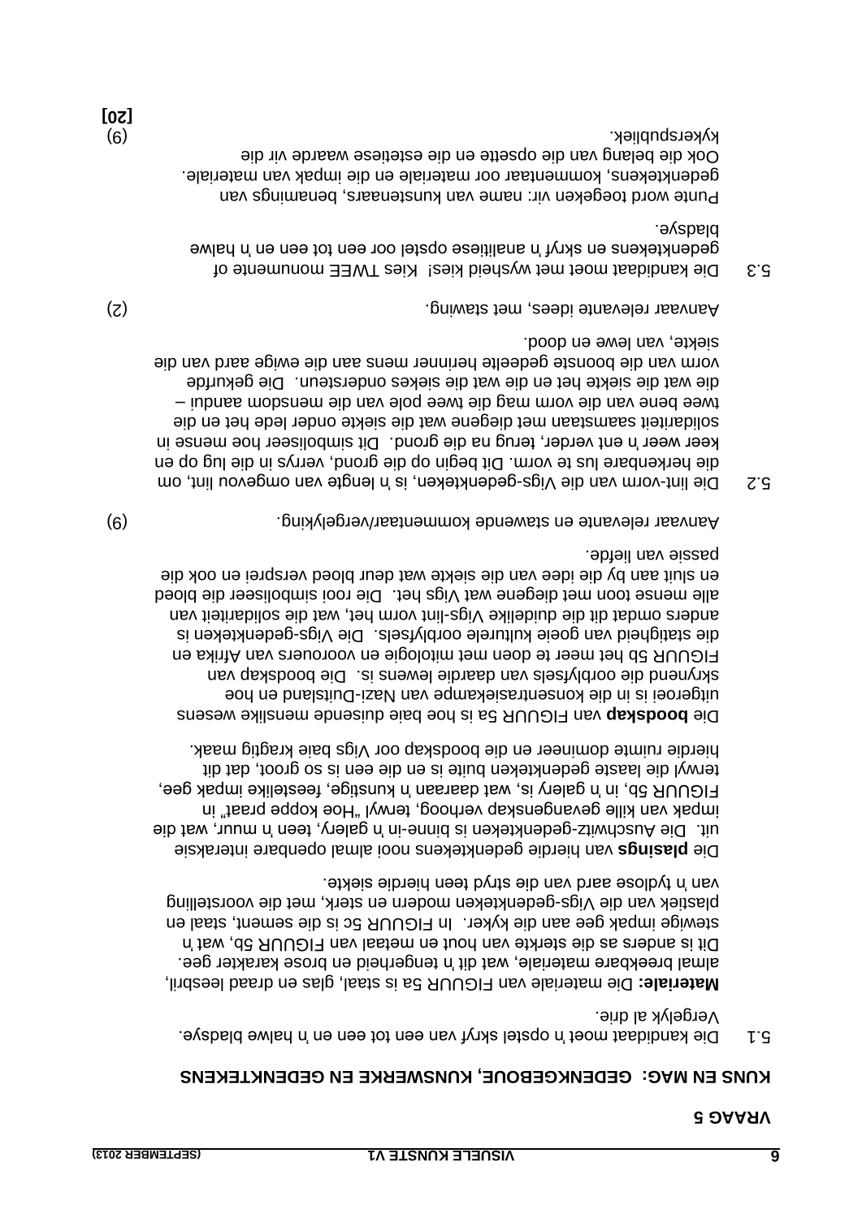# VRAAG 5

## KUNS EN MAG: GEDENKGEBOUE, KUNSWERKE EN GEDENKTEKENS

5.1 Die kandidaat moet 'n opstel skryf van een tot een en 'n halwe bladsye. Vergelyk al drie.

**Materiale:** Die materiale van FIGUUR 5a is staal, glas en draad leesbril, almal breekbare materiale, wat dit 'n tengerheid en brose karakter gee. Dit is anders as die sterkte van hout en metaal van FIGUUR 5b, wat 'n stewige impak gee aan die kyker. In FIGUUR 5c is die sement, staal en plastiek van die Vigs-gedenkteken modern en sterk, met die voorstelling van 'n tydlose aard van die stryd teen hierdie siekte.

Die **plasings** van hierdie gedenktekens nooi almal openbare interaksie uit. Die Auschwitz-gedenkteken is binne-in 'n galery, teen 'n muur, wat die impak van kille gevangenskap verhoog, terwyl "Hoe koppe praat" in FIGUUR 5b, in 'n galery is, wat daaraan 'n kunstige, feestelike impak gee, terwyl die laaste gedenkteken buite is en die een is so groot, dat dit hierdie ruimte domineer en die boodskap oor Vigs baie kragtig maak.

Die **boodskap** van FIGUUR 5a is hoe baie duisende menslike wesens uitgeroei is in die konsentrasiekampe van Nazi-Duitsland en hoe skrynend die oorblyfsels van daardie lewens is. Die boodskap van FIGUUR 5b het meer te doen met mitologie en voorouers van Afrika en die statigheid van goeie kulturele oorblyfsels. Die Vigs-gedenkteken is anders omdat dit die duidelike Vigs-lint vorm het, wat die solidariteit van alle mense toon met diegene wat Vigs het. Die rooi simboliseer die bloed en sluit aan by die idee van die siekte wat deur bloed versprei en ook die passie van liefde.

Aanvaar relevante en stawende kommentaar/vergelyking. (9)

5.2 Die lint-vorm van die Vigs-gedenkteken, is 'n lengte van omgevou lint, om die herkenbare lus te vorm. Dit begin op die grond, verrys in die lug op en keer weer 'n ent verder, terug na die grond. Dit simboliseer hoe mense in solidariteit saamstaan met diegene wat die siekte onder lede het en die twee bene van die vorm mag die twee pole van die mensdom aandui – die wat die siekte het en die wat die siekes ondersteun. Die gekurfde vorm van die boonste gedeelte herinner mens aan die ewige aard van die siekte, van lewe en dood.

Aanvaar relevante idees, met stawing. (2)

5.3 Die kandidaat moet met wysheid kies! Kies TWEE monumente of gedenktekens en skryf 'n analitiese opstel oor een tot een en 'n halwe bladsye.

Punte word toegeken vir: name van kunstenaars, benamings van gedenktekens, kommentaar oor materiale en die impak van materiale. Ook die belang van die opsette en die estetiese waarde vir die kykerspubliek. (9)

**[20]**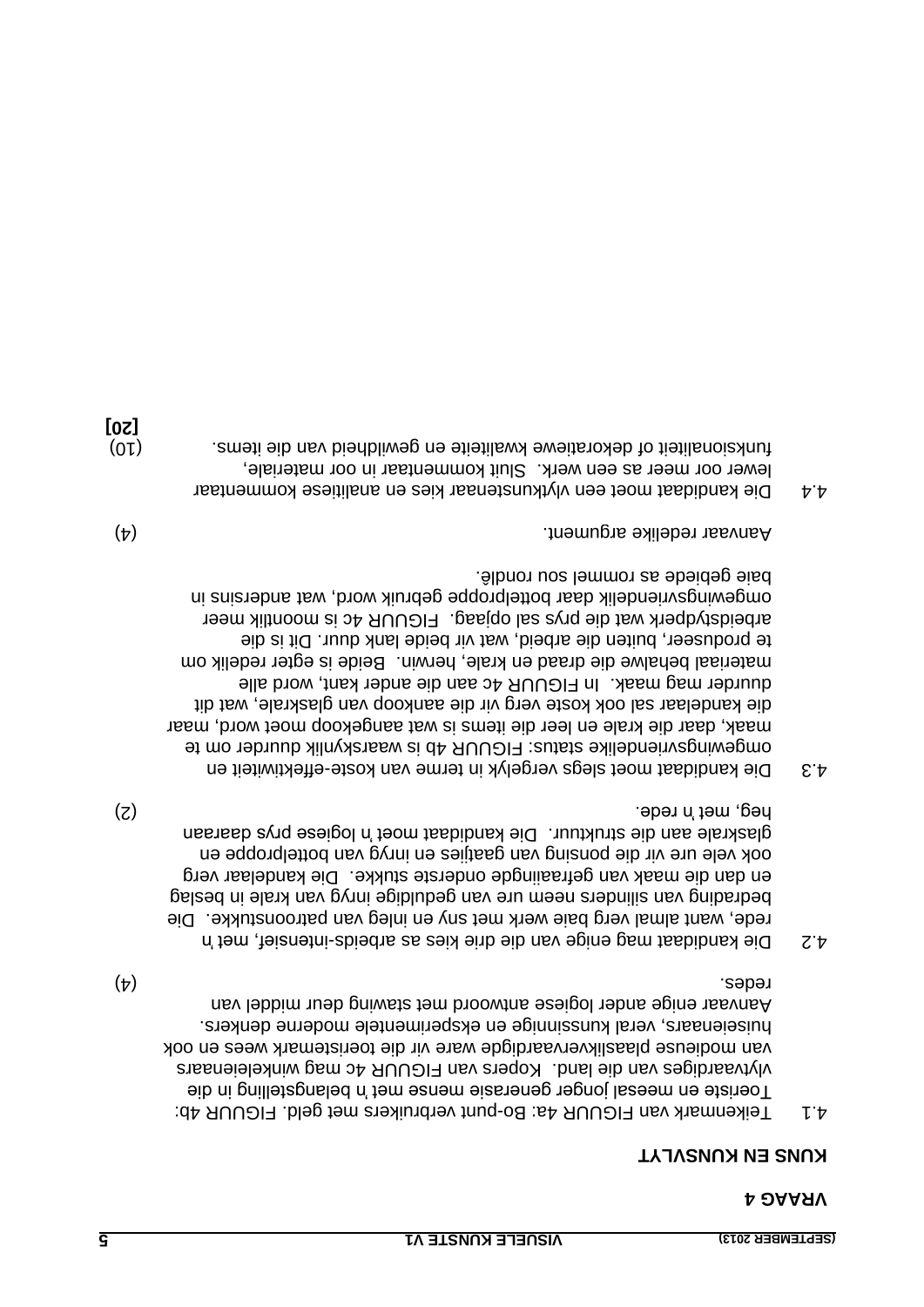## VRAAG 4

### KUNS EN KUNSVLYT

4.1 Teikenmark van FIGUUR 4a: Bo-punt verbruikers met geld. FIGUUR 4b: Toeriste en meesal jonger generasie mense met 'n belangstelling in die vlytvaardiges van die land. Kopers van FIGUUR 4c mag winkeleienaars van modieuse plaaslikvervaardigde ware vir die toeristemark wees en ook huiseienaars, veral kunssinnige en eksperimentele moderne denkers. Aanvaar enige ander logiese antwoord met stawing deur middel van redes. (4)

4.2 Die kandidaat mag enige van die drie kies as arbeids-intensief, met 'n rede, want almal verg baie werk met sny en inleg van patroonstukke. Die bedrading van silinders neem ure van geduldige inryg van krale in beslag en dan die maak van gefraaiingde onderste stukke. Die kandelaar verg ook vele ure vir die ponsing van gaatjies en inryg van bottelproppe en glaskrale aan die struktuur. Die kandidaat moet 'n logiese prys daaraan heg, met 'n rede. (2)

4.3 Die kandidaat moet slegs vergelyk in terme van koste-effektiwiteit en omgewingsvriendelike status: FIGUUR 4b is waarskynlik duurder om te maak, daar die krale en leer die items is wat aangekoop moet word, maar die kandelaar sal ook koste verg vir die aankoop van glaskrale, wat dit duurder mag maak. In FIGUUR 4c aan die ander kant, word alle materiaal behalwe die draad en krale, herwin. Beide is egter redelik om te produseer, buiten die arbeid, wat vir beide lank duur. Dit is die arbeidstydperk wat die prys sal opjaag. FIGUUR 4c is moontlik meer omgewingsvriendelik daar bottelproppe gebruik word, wat andersins in baie gebiede as rommel sou rondlê.

Aanvaar redelike argument. (4)

4.4 Die kandidaat moet een vlytkunstenaar kies en analitiese kommentaar lewer oor meer as een werk. Sluit kommentaar in oor materiale, funksionaliteit of dekoratiewe kwaliteite en gewildheid van die items. (10)

**[20]**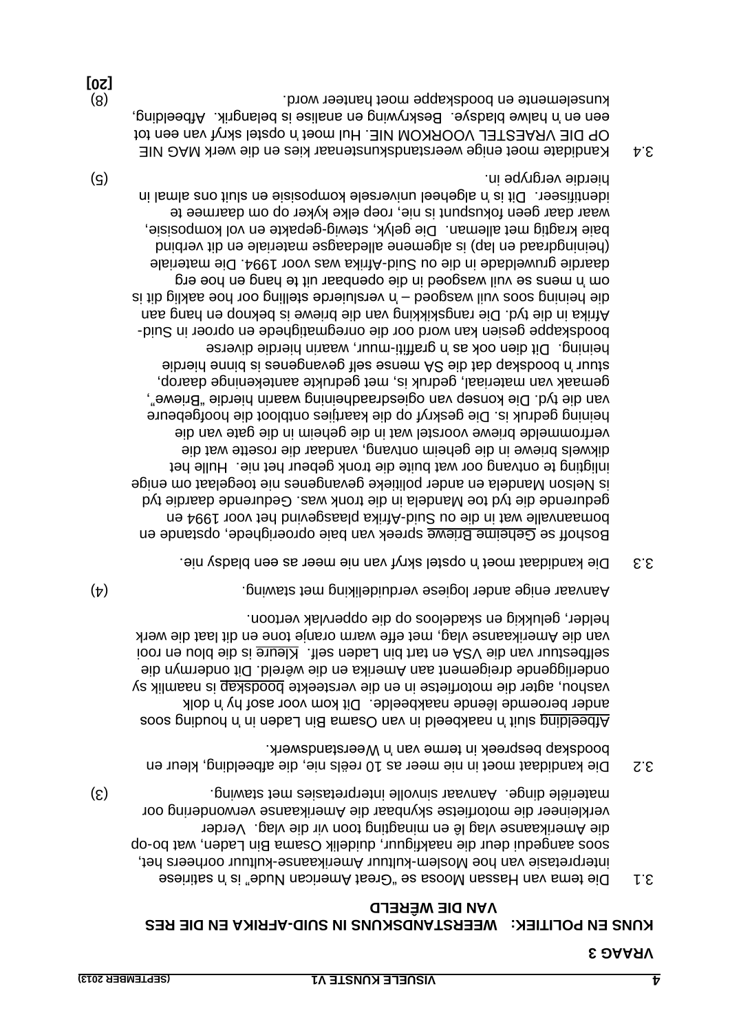## VRAAG 3

### KUNS EN POLITIEK: WEERSTANDSKUNS IN SUID-AFRIKA EN DIE RES VAN DIE WÊRELD

3.1 Die tema van Hassan Moosa se "Great American Nude" is 'n satiriese interpretasie van hoe Moslem-kultuur Amerikaanse-kultuur oorheers het, soos aangedui deur die naakfiguur, duidelik Osama Bin Laden, wat bo-op die Amerikaanse vlag lê en minagting toon vir die vlag. Verder verkleineer die motorfietse skynbaar die Amerikaanse verwondering oor materiële dinge. Aanvaar sinvolle interpretasies met stawing. (3)

3.2 Die kandidaat moet in nie meer as 10 reëls nie, die afbeelding, kleur en boodskap bespreek in terme van 'n Weerstandswerk.

<u>Afbeelding</u> sluit 'n naakbeeld in van Osama Bin Laden in 'n houding soos ander beroemde lêende naakbeelde. Dit kom voor asof hy 'n dolk vashou, agter die motorfietse in en die versteekte <u>boodskap</u> is naamlik sy onderliggende dreigement aan Amerika en die wêreld. Dit ondermyn die selfbestuur van die VSA en tart bin Laden self. <u>Kleure</u> is die blou en rooi van die Amerikaanse vlag, met effe warm oranje tone en dit laat die werk helder, gelukkig en skadeloos op die oppervlak vertoon.

Aanvaar enige ander logiese verduideliking met stawing. (4)

3.3 Die kandidaat moet 'n opstel skryf van nie meer as een bladsy nie.

Boshoff se <u>Geheime Briewe</u> spreek van baie oproerighede, opstande en bomaanvalle wat in die ou Suid-Afrika plaasgevind het voor 1994 en gedurende die tyd toe Mandela in die tronk was. Gedurende daardie tyd is Nelson Mandela en ander politieke gevangenes nie toegelaat om enige inligting te ontvang oor wat buite die tronk gebeur het nie. Hulle het dikwels briewe in die geheim ontvang, vandaar die rosette wat die verfrommelde briewe voorstel wat in die geheim in die gate van die heining gedruk is. Die geskryf op die kaartjies ontbloot die hoofgebeure van die tyd. Die konsep van ogiesdraadheining waarin hierdie "Briewe", gemaak van materiaal, gedruk is, met gedrukte aantekeninge daarop, stuur 'n boodskap dat die SA mense self gevangenes is binne hierdie heining. Dit dien ook as 'n graffiti-muur, waarin hierdie diverse boodskappe gesien kan word oor die onregmatighede en oproer in Suid-Afrika in die tyd. Die rangskikking van die briewe is beknop en hang aan die heining soos vuil wasgoed – 'n versluierde stelling oor hoe aaklig dit is om 'n mens se vuil wasgoed in die openbaar uit te hang en hoe erg daardie gruweldade in die ou Suid-Afrika was voor 1994. Die materiale (heiningdraad en lap) is algemene alledaagse materiale en dit verbind baie kragtig met alleman. Die gelyk, stewig-gepakte en vol komposisie, waar daar geen fokuspunt is nie, roep elke kyker op om daarmee te identifiseer. Dit is 'n algeheel universele komposisie en sluit ons almal in hierdie vergrype in. (5)

3.4 Kandidate moet enige weerstandskunstenaar kies en die werk MAG NIE OP DIE VRAESTEL VOORKOM NIE. Hul moet 'n opstel skryf van een tot een en 'n halwe bladsye. Beskrywing en analise is belangrik. Afbeelding, kunselemente en boodskappe moet hanteer word. (8)

**[20]**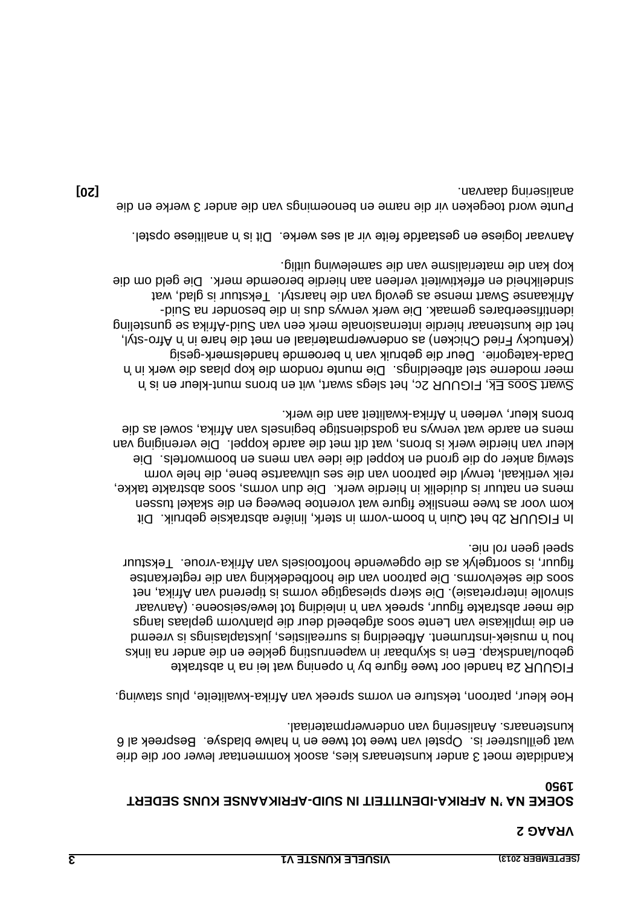## VRAAG 2

**SOEKE NA 'N AFRIKA-IDENTITEIT IN SUID-AFRIKAANSE KUNS SEDERT 1950**

Kandidate moet 3 ander kunstenaars kies, asook kommentaar lewer oor die drie wat geïllustreer is. Opstel van twee tot twee en 'n halwe bladsye. Bespreek al 6 kunstenaars. Analisering van onderwerpmateriaal.

Hoe kleur, patroon, teksture en vorms spreek van Afrika-kwaliteite, plus stawing.

FIGUUR 2a handel oor twee figure by 'n opening wat lei na 'n abstrakte gebou/landskap. Een is skynbaar in wapenrusting geklee en die ander na links hou 'n musiek-instrument. Afbeelding is surrealisties, jukstaplasings is vreemd en die implikasie van Lente soos afgebeeld deur die plantvorm geplaas langs die meer abstrakte figuur, spreek van 'n inleiding tot lewe/seisoene. (Aanvaar sinvolle interpretasie). Die skerp spiesagtige vorms is tiperend van Afrika, net soos die sekelvorms. Die patroon van die hoofbedekking van die regterkantse figuur, is soortgelyk as die opgewende hooftooisels van Afrika-vroue. Tekstuur speel geen rol nie.

In FIGUUR 2b het Quin 'n boom-vorm in sterk, liniêre abstraksie gebruik. Dit kom voor as twee menslike figure wat vorentoe beweeg en die skakel tussen mens en natuur is duidelik in hierdie werk. Die dun vorms, soos abstrakte takke, reik vertikaal, terwyl die patroon van die ses uitwaartse bene, die hele vorm stewig anker op die grond en koppel die idee van mens en boomwortels. Die kleur van hierdie werk is brons, wat dit met die aarde koppel. Die vereniging van mens en aarde wat verwys na godsdienstige beginsels van Afrika, sowel as die brons kleur, verleen 'n Afrika-kwaliteit aan die werk.

Swart Soos Ek, FIGUUR 2c, het slegs swart, wit en brons munt-kleur en is 'n meer moderne stel afbeeldings. Die munte rondom die kop plaas die werk in 'n Dada-kategorie. Deur die gebruik van 'n beroemde handelsmerk-gesig (Kentucky Fried Chicken) as onderwerpmateriaal en met die hare in 'n Afro-styl, het die kunstenaar hierdie internasionale merk een van Suid-Afrika se gunsteling identifiseerbares gemaak. Die werk verwys dus in die besonder na Suid-Afrikaanse Swart mense as gevolg van die haarstyl. Tekstuur is glad, wat sindelikheid en effektiwiteit verleen aan hierdie beroemde merk. Die geld om die kop kan die materialisme van die samelewing uitlig.

Aanvaar logiese en gestaafde feite vir al ses werke. Dit is 'n analitiese opstel.

Punte word toegeken vir die name en benoemings van die ander 3 werke en die analisering daarvan. **[20]**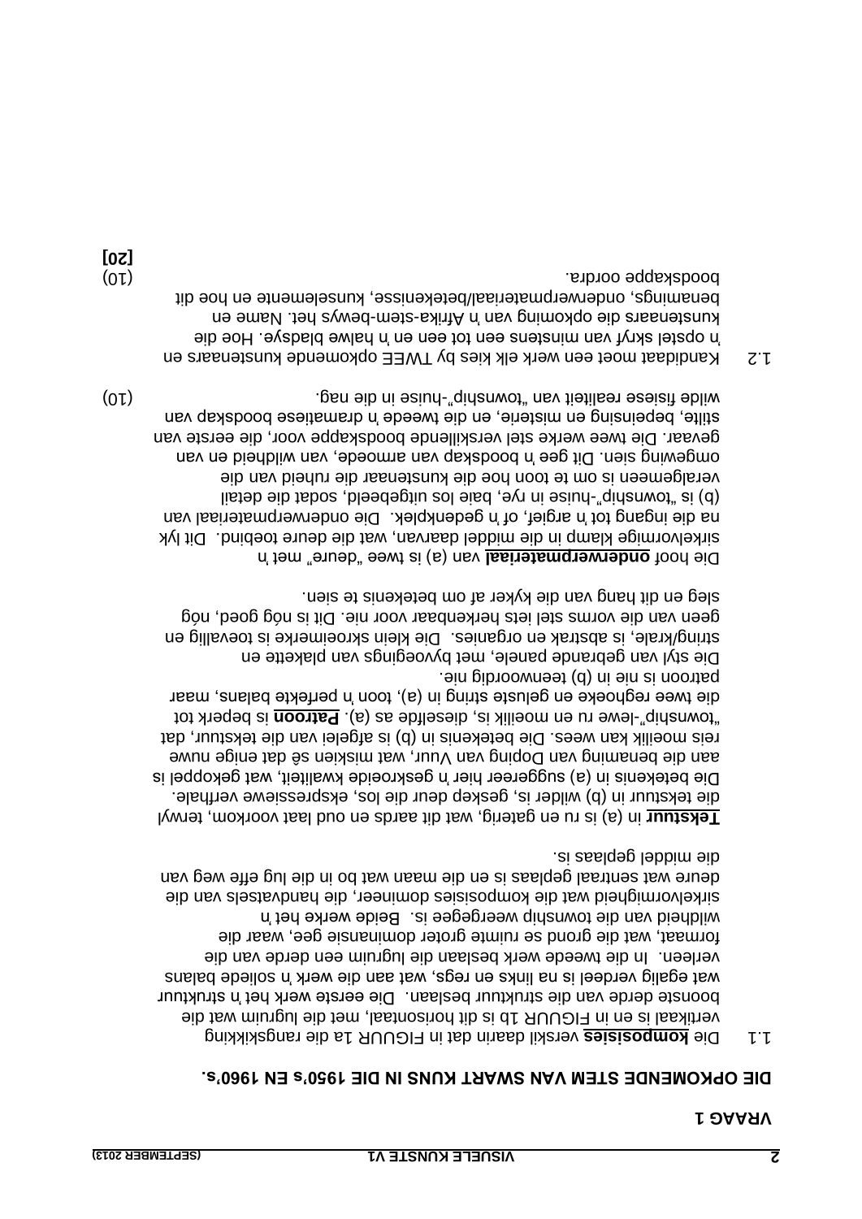## VRAAG 1

**DIE OPKOMENDE STEM VAN SWART KUNS IN DIE 1950's EN 1960's.**

1.1 Die **komposisies** verskil daarin dat in FIGUUR 1a die rangskikking vertikaal is en in FIGUUR 1b is dit horisontaal, met die lugruim wat die boonste derde van die struktuur beslaan. Die eerste werk het 'n struktuur wat egalig verdeel is na links en regs, wat aan die werk 'n soliede balans verleen. In die tweede werk beslaan die lugruim een derde van die formaat, wat die grond se ruimte groter dominansie gee, waar die wildheid van die township weergegee is. Beide werke het 'n sirkelvormigheid wat die komposisies domineer, die handvatsels van die deure wat sentraal geplaas is en die maan wat bo in die lug effe weg van die middel geplaas is.

**Tekstuur** in (a) is ru en gaterig, wat dit aards en oud laat voorkom, terwyl die tekstuur in (b) wilder is, geskep deur die los, ekspressiewe verfhale. Die betekenis in (a) suggereer hier 'n geskroeide kwaliteit, wat gekoppel is aan die benaming van Doping van Vuur, wat miskien sê dat enige nuwe reis moeilik kan wees. Die betekenis in (b) is afgelei van die tekstuur, dat "township"-lewe ru en moeilik is, dieselfde as (a). **Patroon** is beperk tot die twee reghoeke en gelusste string in (a), toon 'n perfekte balans, maar patroon is nie in (b) teenwoordig nie.

Die styl van gebrande panele, met byvoegings van plakette en string/krale, is abstrak en organies. Die klein skroeimerke is toevallig en geen van die vorms stel iets herkenbaar voor nie. Dit is nóg goed, nóg sleg en dit hang van die kyker af om betekenis te sien.

Die hoof **onderwerpmateriaal** van (a) is twee "deure" met 'n sirkelvormige klamp in die middel daarvan, wat die deure toebind. Dit lyk na die ingang tot 'n argief, of 'n gedenkplek. Die onderwerpmateriaal van (b) is "township"-huise in rye, baie los uitgebeeld, sodat die detail veralgemeen is om te toon hoe die kunstenaar die ruheid van die omgewing sien. Dit gee 'n boodskap van armoede, van wildheid en van gevaar. Die twee werke stel verskillende boodskappe voor, die eerste van stilte, bepeinsing en misterie, en die tweede 'n dramatiese boodskap van wilde fisiese realiteit van "township"-huise in die nag. (10)

1.2 Kandidaat moet een werk elk kies by TWEE opkomende kunstenaars en 'n opstel skryf van minstens een tot een en 'n halwe bladsye. Hoe die kunstenaars die opkoming van 'n Afrika-stem-bewys het. Name en benamings, onderwerpmateriaal/betekenisse, kunselemente en hoe dit boodskappe oordra. (10)

**[20]**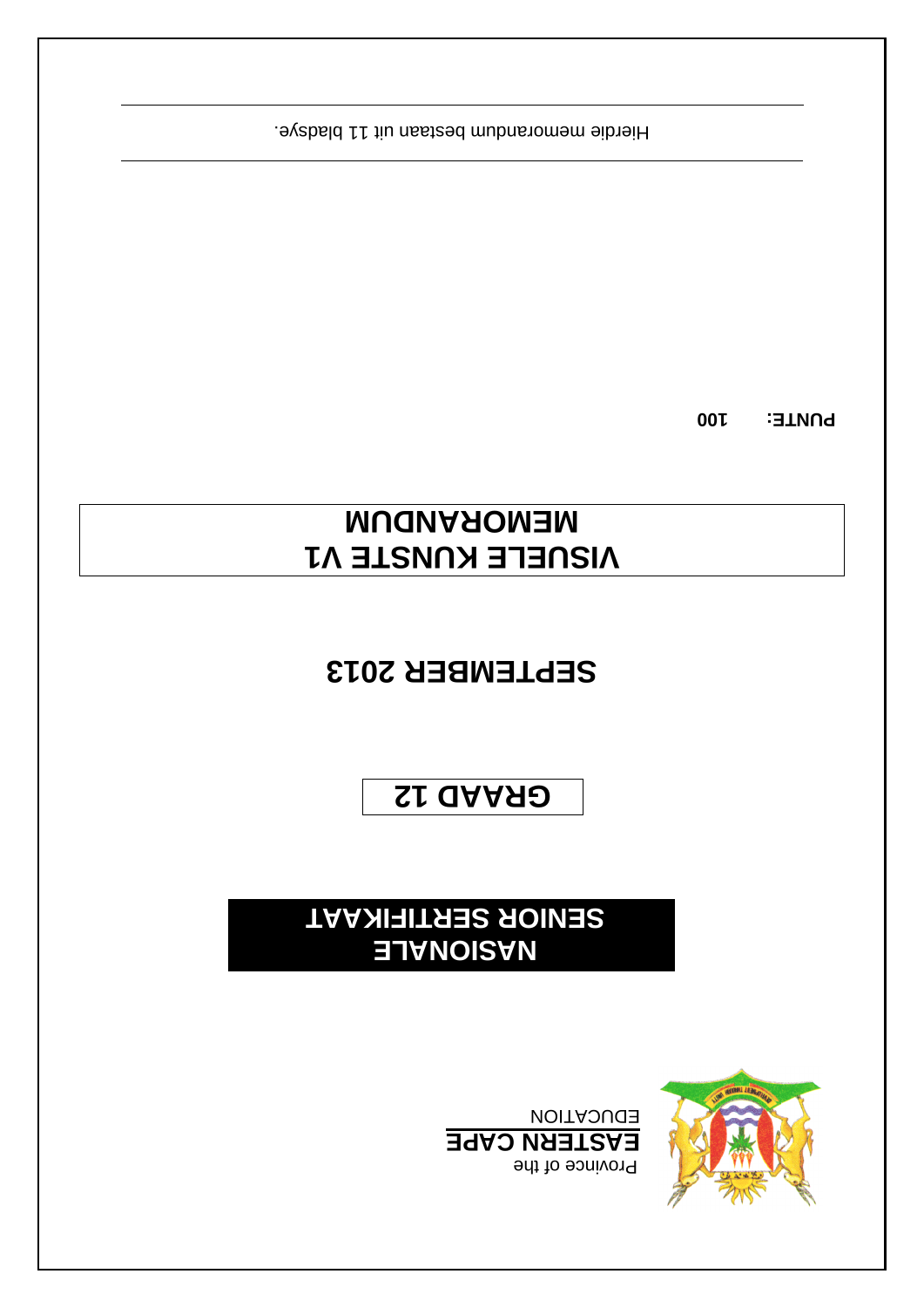Province of the
**EASTERN CAPE**
EDUCATION

**NASIONALE SENIOR SERTIFIKAAT**

# GRAAD 12

## SEPTEMBER 2013

# VISUELE KUNSTE V1 MEMORANDUM

**PUNTE: 100**

Hierdie memorandum bestaan uit 11 bladsye.